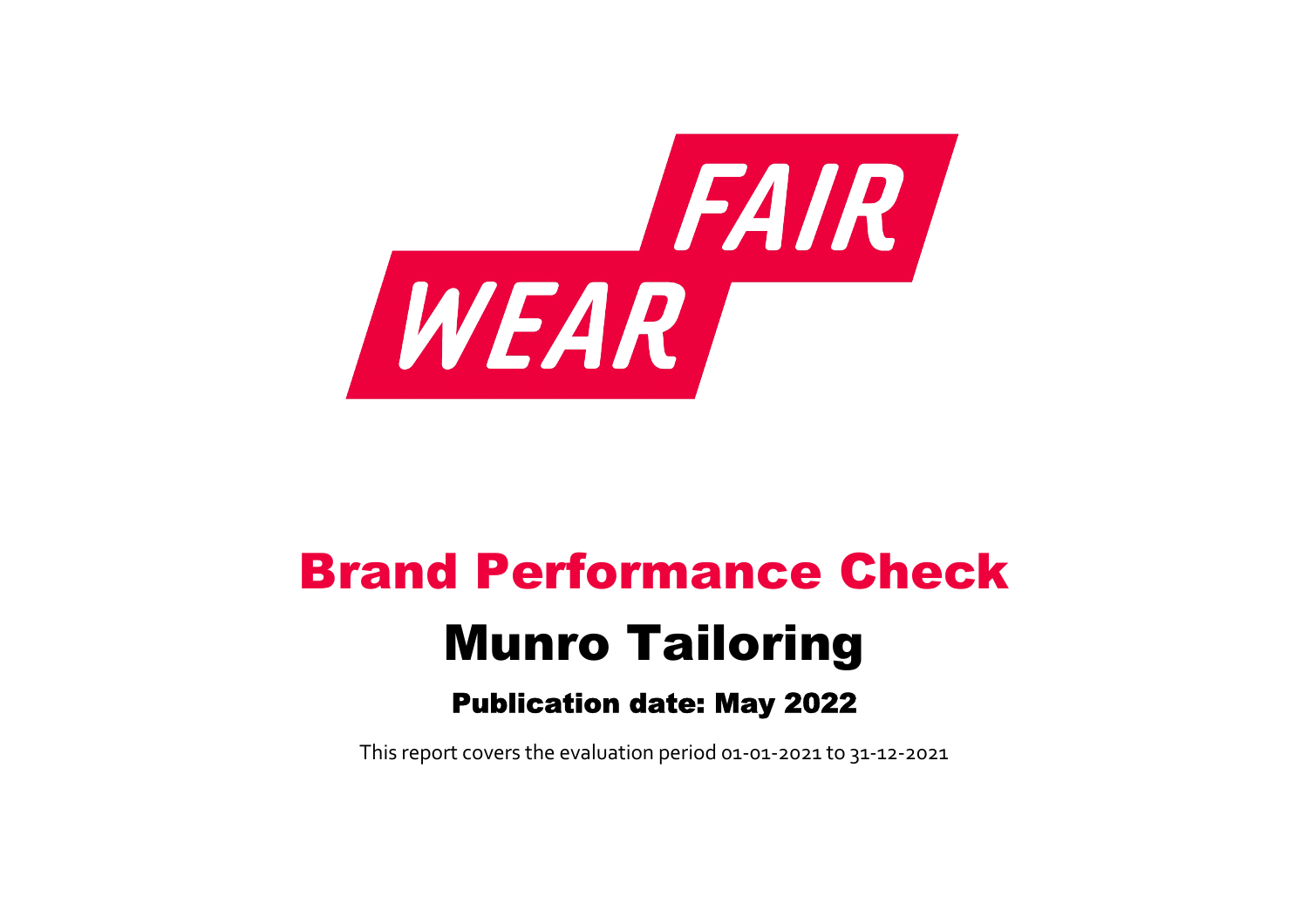FAIR WEAR

# Brand Performance Check

# Munro Tailoring

### Publication date: May 2022

This report covers the evaluation period 01-01-2021 to 31-12-2021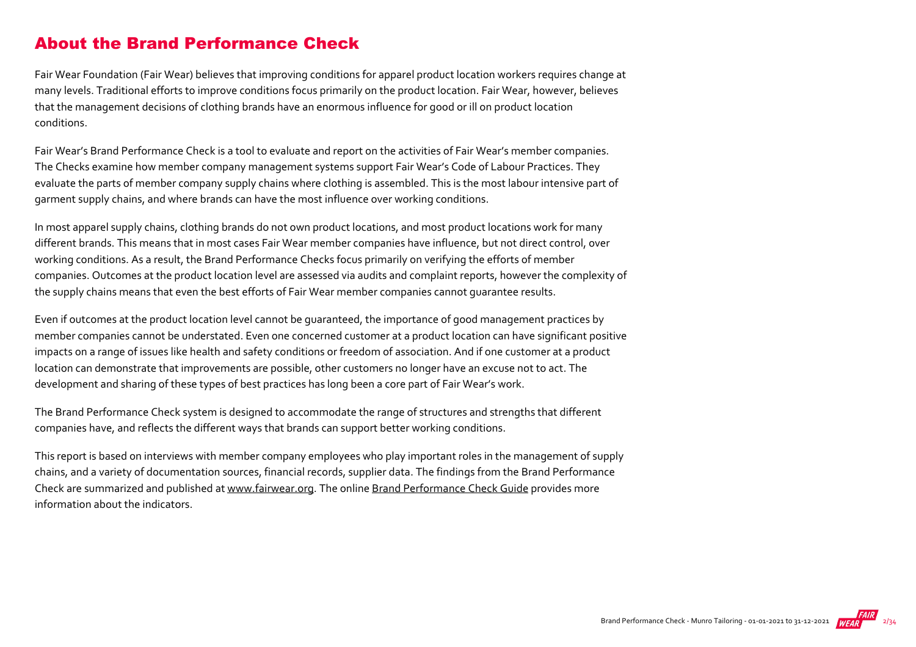## About the Brand Performance Check

Fair Wear Foundation (Fair Wear) believes that improving conditions for apparel product location workers requires change at many levels. Traditional efforts to improve conditions focus primarily on the product location. Fair Wear, however, believes that the management decisions of clothing brands have an enormous influence for good or ill on product location conditions.

Fair Wear's Brand Performance Check is a tool to evaluate and report on the activities of Fair Wear's member companies. The Checks examine how member company management systems support Fair Wear's Code of Labour Practices. They evaluate the parts of member company supply chains where clothing is assembled. This is the most labour intensive part of garment supply chains, and where brands can have the most influence over working conditions.

In most apparel supply chains, clothing brands do not own product locations, and most product locations work for many different brands. This means that in most cases Fair Wear member companies have influence, but not direct control, over working conditions. As a result, the Brand Performance Checks focus primarily on verifying the efforts of member companies. Outcomes at the product location level are assessed via audits and complaint reports, however the complexity of the supply chains means that even the best efforts of Fair Wear member companies cannot guarantee results.

Even if outcomes at the product location level cannot be guaranteed, the importance of good management practices by member companies cannot be understated. Even one concerned customer at a product location can have significant positive impacts on a range of issues like health and safety conditions or freedom of association. And if one customer at a product location can demonstrate that improvements are possible, other customers no longer have an excuse not to act. The development and sharing of these types of best practices has long been a core part of Fair Wear's work.

The Brand Performance Check system is designed to accommodate the range of structures and strengths that different companies have, and reflects the different ways that brands can support better working conditions.

This report is based on interviews with member company employees who play important roles in the management of supply chains, and a variety of documentation sources, financial records, supplier data. The findings from the Brand Performance Check are summarized and published at www.fairwear.org. The online Brand Performance Check Guide provides more information about the indicators.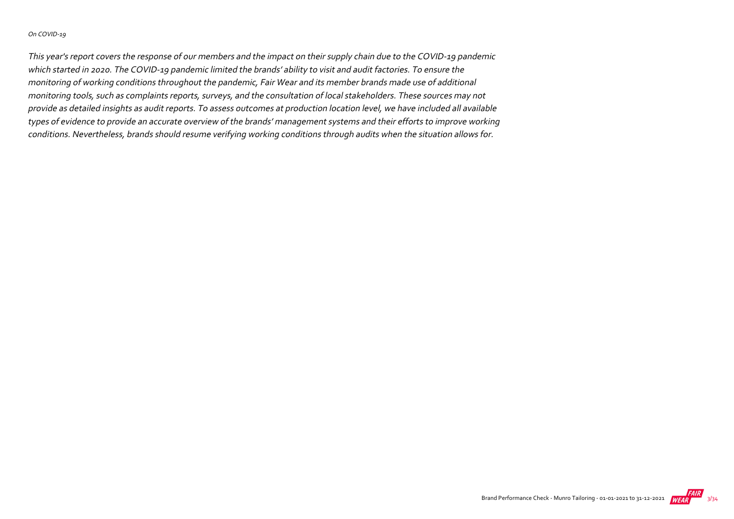*On COVID-19*

*This year's report covers the response of our members and the impact on their supply chain due to the COVID-19 pandemic which started in 2020. The COVID-19 pandemic limited the brands' ability to visit and audit factories. To ensure the monitoring of working conditions throughout the pandemic, Fair Wear and its member brands made use of additional monitoring tools, such as complaints reports, surveys, and the consultation of local stakeholders. These sources may not provide as detailed insights as audit reports. To assess outcomes at production location level, we have included all available types of evidence to provide an accurate overview of the brands' management systems and their efforts to improve working conditions. Nevertheless, brands should resume verifying working conditions through audits when the situation allows for.*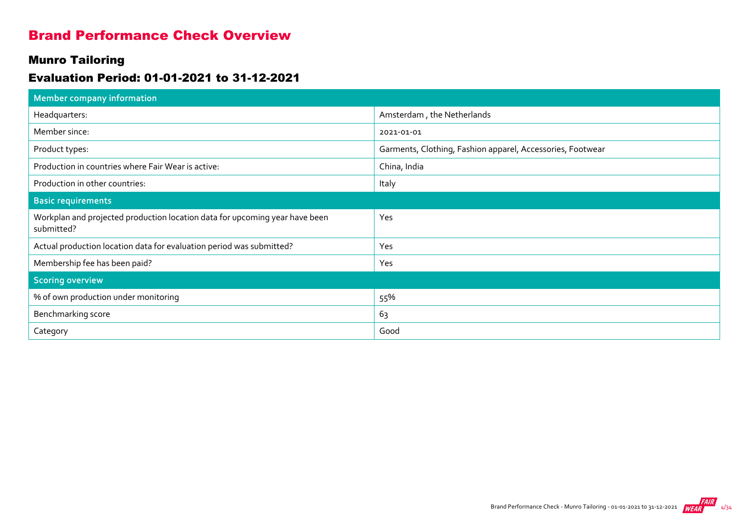# Brand Performance Check Overview

## Munro Tailoring

## Evaluation Period: 01-01-2021 to 31-12-2021

| Member company information | |
|---|---|
| Headquarters: | Amsterdam , the Netherlands |
| Member since: | 2021-01-01 |
| Product types: | Garments, Clothing, Fashion apparel, Accessories, Footwear |
| Production in countries where Fair Wear is active: | China, India |
| Production in other countries: | Italy |
| **Basic requirements** | |
| Workplan and projected production location data for upcoming year have been submitted? | Yes |
| Actual production location data for evaluation period was submitted? | Yes |
| Membership fee has been paid? | Yes |
| **Scoring overview** | |
| % of own production under monitoring | 55% |
| Benchmarking score | 63 |
| Category | Good |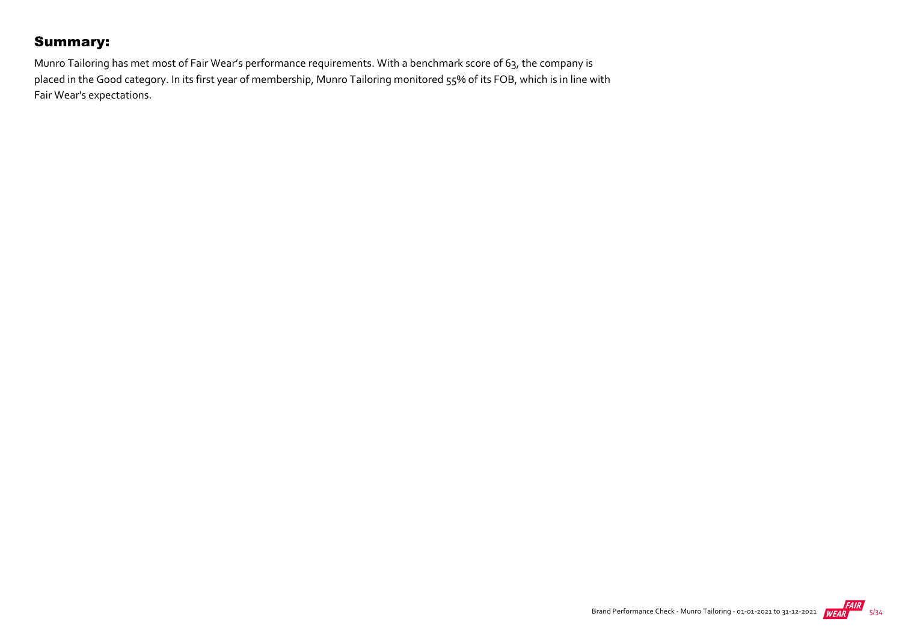## Summary:

Munro Tailoring has met most of Fair Wear's performance requirements. With a benchmark score of 63, the company is placed in the Good category. In its first year of membership, Munro Tailoring monitored 55% of its FOB, which is in line with Fair Wear's expectations.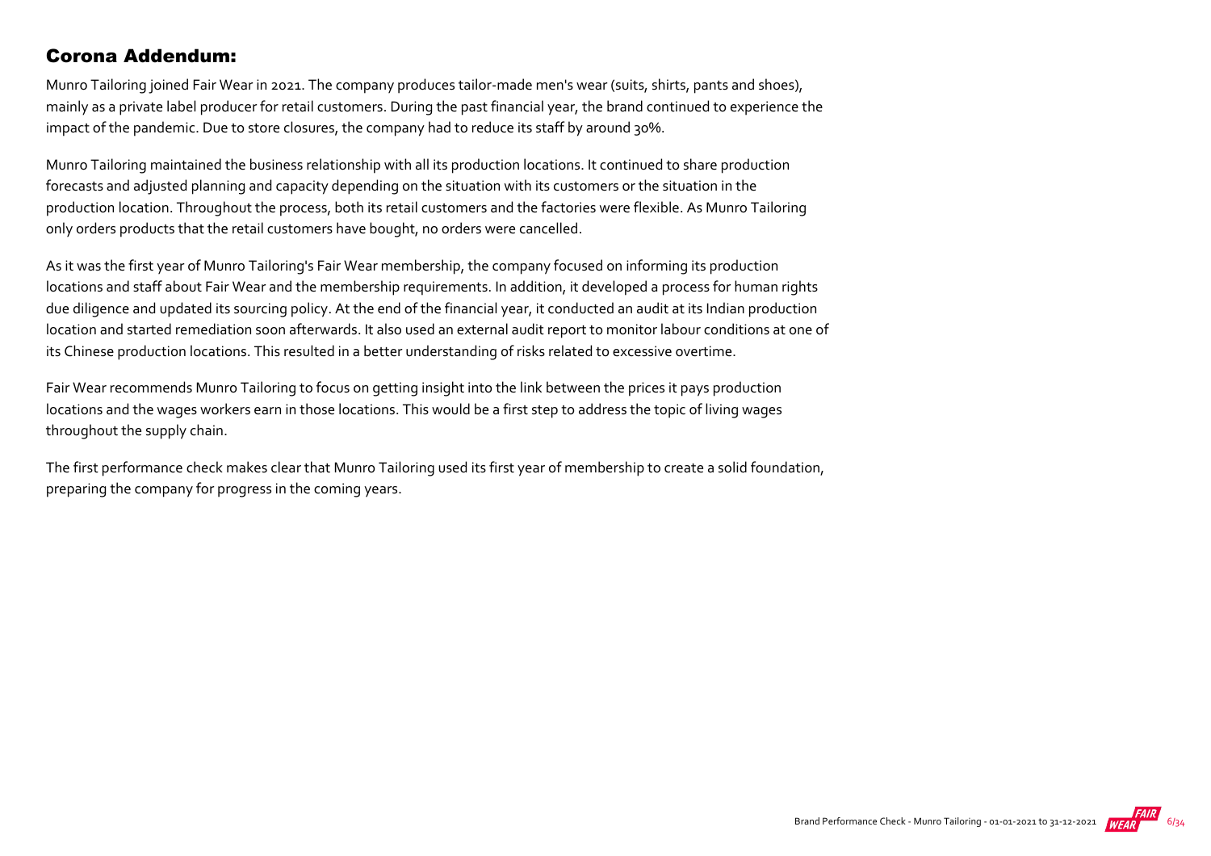## Corona Addendum:

Munro Tailoring joined Fair Wear in 2021. The company produces tailor-made men's wear (suits, shirts, pants and shoes), mainly as a private label producer for retail customers. During the past financial year, the brand continued to experience the impact of the pandemic. Due to store closures, the company had to reduce its staff by around 30%.

Munro Tailoring maintained the business relationship with all its production locations. It continued to share production forecasts and adjusted planning and capacity depending on the situation with its customers or the situation in the production location. Throughout the process, both its retail customers and the factories were flexible. As Munro Tailoring only orders products that the retail customers have bought, no orders were cancelled.

As it was the first year of Munro Tailoring's Fair Wear membership, the company focused on informing its production locations and staff about Fair Wear and the membership requirements. In addition, it developed a process for human rights due diligence and updated its sourcing policy. At the end of the financial year, it conducted an audit at its Indian production location and started remediation soon afterwards. It also used an external audit report to monitor labour conditions at one of its Chinese production locations. This resulted in a better understanding of risks related to excessive overtime.

Fair Wear recommends Munro Tailoring to focus on getting insight into the link between the prices it pays production locations and the wages workers earn in those locations. This would be a first step to address the topic of living wages throughout the supply chain.

The first performance check makes clear that Munro Tailoring used its first year of membership to create a solid foundation, preparing the company for progress in the coming years.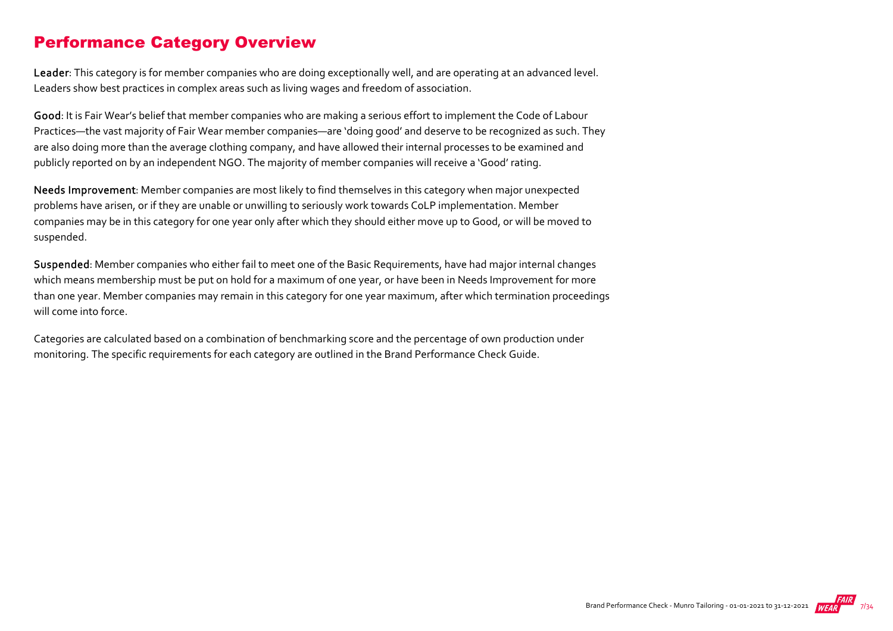## Performance Category Overview

**Leader**: This category is for member companies who are doing exceptionally well, and are operating at an advanced level. Leaders show best practices in complex areas such as living wages and freedom of association.

**Good**: It is Fair Wear's belief that member companies who are making a serious effort to implement the Code of Labour Practices—the vast majority of Fair Wear member companies—are 'doing good' and deserve to be recognized as such. They are also doing more than the average clothing company, and have allowed their internal processes to be examined and publicly reported on by an independent NGO. The majority of member companies will receive a 'Good' rating.

**Needs Improvement**: Member companies are most likely to find themselves in this category when major unexpected problems have arisen, or if they are unable or unwilling to seriously work towards CoLP implementation. Member companies may be in this category for one year only after which they should either move up to Good, or will be moved to suspended.

**Suspended**: Member companies who either fail to meet one of the Basic Requirements, have had major internal changes which means membership must be put on hold for a maximum of one year, or have been in Needs Improvement for more than one year. Member companies may remain in this category for one year maximum, after which termination proceedings will come into force.

Categories are calculated based on a combination of benchmarking score and the percentage of own production under monitoring. The specific requirements for each category are outlined in the Brand Performance Check Guide.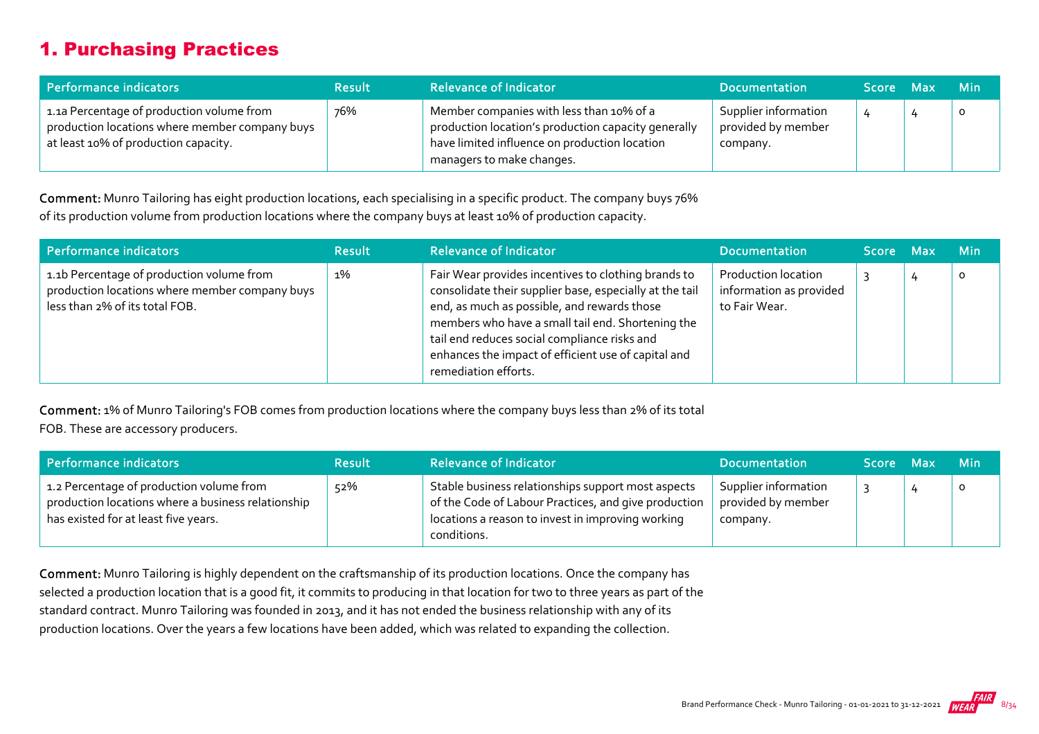# 1. Purchasing Practices

| Performance indicators | Result | Relevance of Indicator | Documentation | Score | Max | Min |
|---|---|---|---|---|---|---|
| 1.1a Percentage of production volume from production locations where member company buys at least 10% of production capacity. | 76% | Member companies with less than 10% of a production location's production capacity generally have limited influence on production location managers to make changes. | Supplier information provided by member company. | 4 | 4 | 0 |

**Comment:** Munro Tailoring has eight production locations, each specialising in a specific product. The company buys 76% of its production volume from production locations where the company buys at least 10% of production capacity.

| Performance indicators | Result | Relevance of Indicator | Documentation | Score | Max | Min |
|---|---|---|---|---|---|---|
| 1.1b Percentage of production volume from production locations where member company buys less than 2% of its total FOB. | 1% | Fair Wear provides incentives to clothing brands to consolidate their supplier base, especially at the tail end, as much as possible, and rewards those members who have a small tail end. Shortening the tail end reduces social compliance risks and enhances the impact of efficient use of capital and remediation efforts. | Production location information as provided to Fair Wear. | 3 | 4 | 0 |

**Comment:** 1% of Munro Tailoring's FOB comes from production locations where the company buys less than 2% of its total FOB. These are accessory producers.

| Performance indicators | Result | Relevance of Indicator | Documentation | Score | Max | Min |
|---|---|---|---|---|---|---|
| 1.2 Percentage of production volume from production locations where a business relationship has existed for at least five years. | 52% | Stable business relationships support most aspects of the Code of Labour Practices, and give production locations a reason to invest in improving working conditions. | Supplier information provided by member company. | 3 | 4 | 0 |

**Comment:** Munro Tailoring is highly dependent on the craftsmanship of its production locations. Once the company has selected a production location that is a good fit, it commits to producing in that location for two to three years as part of the standard contract. Munro Tailoring was founded in 2013, and it has not ended the business relationship with any of its production locations. Over the years a few locations have been added, which was related to expanding the collection.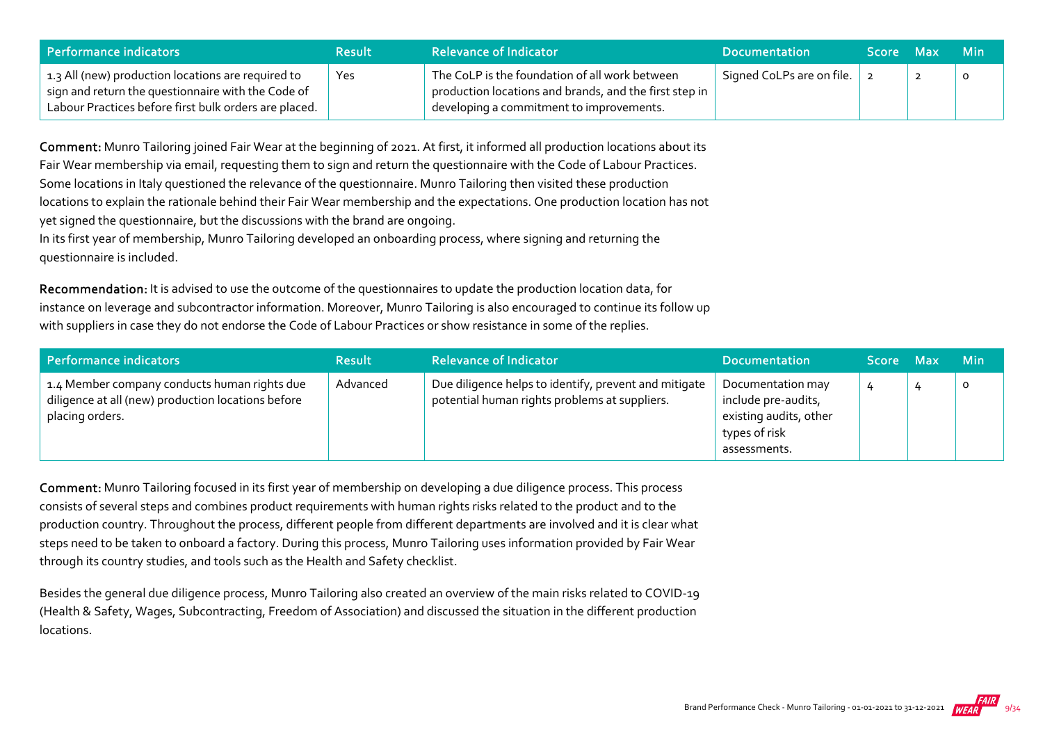| Performance indicators | Result | Relevance of Indicator | Documentation | Score | Max | Min |
| --- | --- | --- | --- | --- | --- | --- |
| 1.3 All (new) production locations are required to sign and return the questionnaire with the Code of Labour Practices before first bulk orders are placed. | Yes | The CoLP is the foundation of all work between production locations and brands, and the first step in developing a commitment to improvements. | Signed CoLPs are on file. | 2 | 2 | 0 |

**Comment:** Munro Tailoring joined Fair Wear at the beginning of 2021. At first, it informed all production locations about its Fair Wear membership via email, requesting them to sign and return the questionnaire with the Code of Labour Practices. Some locations in Italy questioned the relevance of the questionnaire. Munro Tailoring then visited these production locations to explain the rationale behind their Fair Wear membership and the expectations. One production location has not yet signed the questionnaire, but the discussions with the brand are ongoing.
In its first year of membership, Munro Tailoring developed an onboarding process, where signing and returning the questionnaire is included.

**Recommendation:** It is advised to use the outcome of the questionnaires to update the production location data, for instance on leverage and subcontractor information. Moreover, Munro Tailoring is also encouraged to continue its follow up with suppliers in case they do not endorse the Code of Labour Practices or show resistance in some of the replies.

| Performance indicators | Result | Relevance of Indicator | Documentation | Score | Max | Min |
| --- | --- | --- | --- | --- | --- | --- |
| 1.4 Member company conducts human rights due diligence at all (new) production locations before placing orders. | Advanced | Due diligence helps to identify, prevent and mitigate potential human rights problems at suppliers. | Documentation may include pre-audits, existing audits, other types of risk assessments. | 4 | 4 | 0 |

**Comment:** Munro Tailoring focused in its first year of membership on developing a due diligence process. This process consists of several steps and combines product requirements with human rights risks related to the product and to the production country. Throughout the process, different people from different departments are involved and it is clear what steps need to be taken to onboard a factory. During this process, Munro Tailoring uses information provided by Fair Wear through its country studies, and tools such as the Health and Safety checklist.

Besides the general due diligence process, Munro Tailoring also created an overview of the main risks related to COVID-19 (Health & Safety, Wages, Subcontracting, Freedom of Association) and discussed the situation in the different production locations.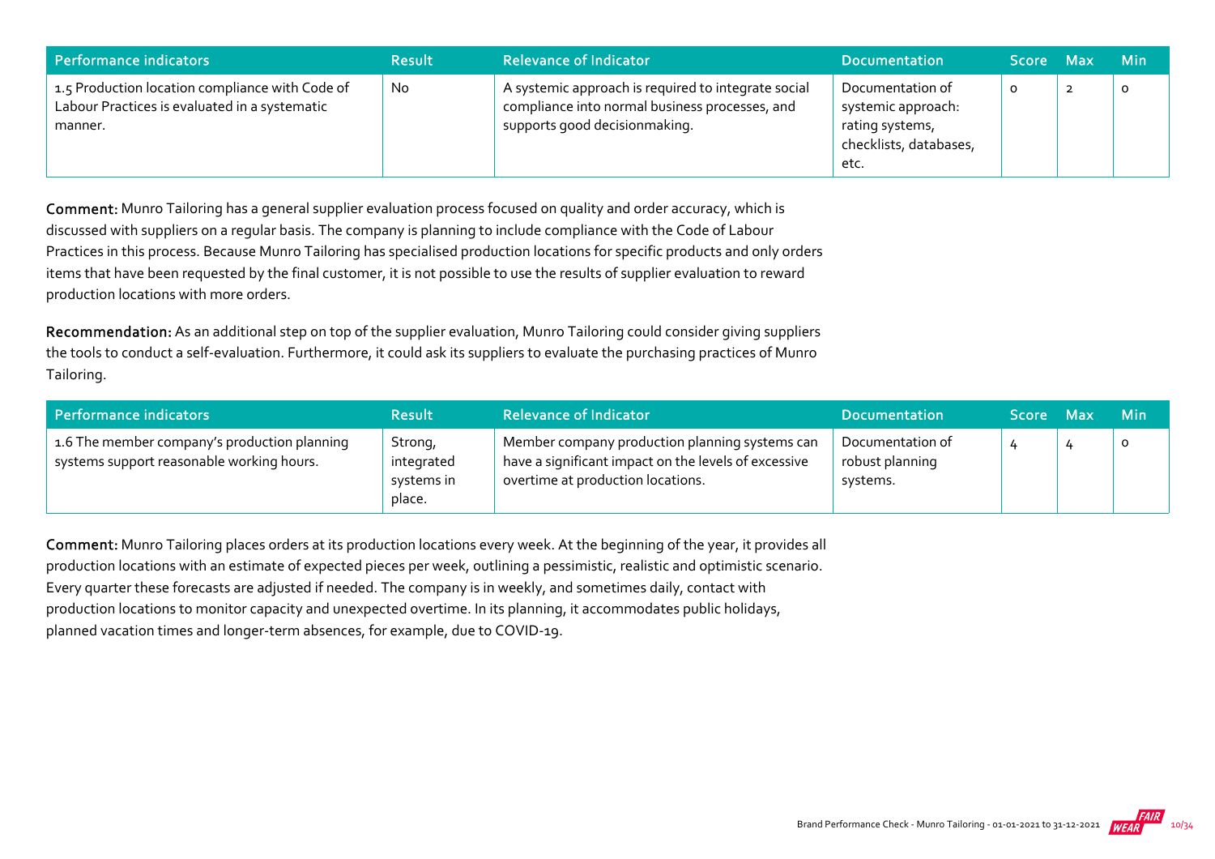| Performance indicators | Result | Relevance of Indicator | Documentation | Score | Max | Min |
|---|---|---|---|---|---|---|
| 1.5 Production location compliance with Code of Labour Practices is evaluated in a systematic manner. | No | A systemic approach is required to integrate social compliance into normal business processes, and supports good decisionmaking. | Documentation of systemic approach: rating systems, checklists, databases, etc. | 0 | 2 | 0 |

**Comment:** Munro Tailoring has a general supplier evaluation process focused on quality and order accuracy, which is discussed with suppliers on a regular basis. The company is planning to include compliance with the Code of Labour Practices in this process. Because Munro Tailoring has specialised production locations for specific products and only orders items that have been requested by the final customer, it is not possible to use the results of supplier evaluation to reward production locations with more orders.

**Recommendation:** As an additional step on top of the supplier evaluation, Munro Tailoring could consider giving suppliers the tools to conduct a self-evaluation. Furthermore, it could ask its suppliers to evaluate the purchasing practices of Munro Tailoring.

| Performance indicators | Result | Relevance of Indicator | Documentation | Score | Max | Min |
|---|---|---|---|---|---|---|
| 1.6 The member company's production planning systems support reasonable working hours. | Strong, integrated systems in place. | Member company production planning systems can have a significant impact on the levels of excessive overtime at production locations. | Documentation of robust planning systems. | 4 | 4 | 0 |

**Comment:** Munro Tailoring places orders at its production locations every week. At the beginning of the year, it provides all production locations with an estimate of expected pieces per week, outlining a pessimistic, realistic and optimistic scenario. Every quarter these forecasts are adjusted if needed. The company is in weekly, and sometimes daily, contact with production locations to monitor capacity and unexpected overtime. In its planning, it accommodates public holidays, planned vacation times and longer-term absences, for example, due to COVID-19.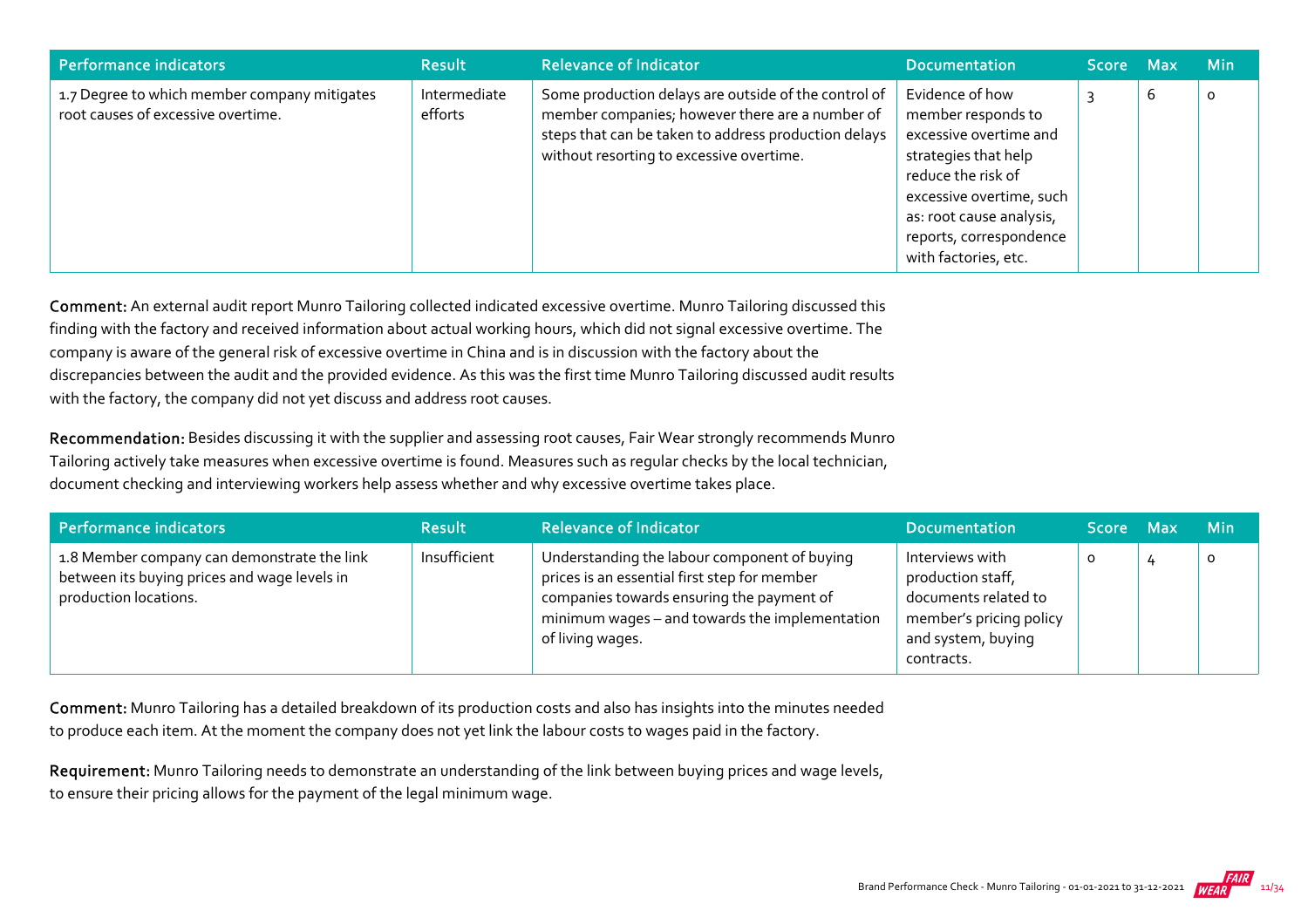| Performance indicators | Result | Relevance of Indicator | Documentation | Score | Max | Min |
|---|---|---|---|---|---|---|
| 1.7 Degree to which member company mitigates root causes of excessive overtime. | Intermediate efforts | Some production delays are outside of the control of member companies; however there are a number of steps that can be taken to address production delays without resorting to excessive overtime. | Evidence of how member responds to excessive overtime and strategies that help reduce the risk of excessive overtime, such as: root cause analysis, reports, correspondence with factories, etc. | 3 | 6 | 0 |

**Comment:** An external audit report Munro Tailoring collected indicated excessive overtime. Munro Tailoring discussed this finding with the factory and received information about actual working hours, which did not signal excessive overtime. The company is aware of the general risk of excessive overtime in China and is in discussion with the factory about the discrepancies between the audit and the provided evidence. As this was the first time Munro Tailoring discussed audit results with the factory, the company did not yet discuss and address root causes.

**Recommendation:** Besides discussing it with the supplier and assessing root causes, Fair Wear strongly recommends Munro Tailoring actively take measures when excessive overtime is found. Measures such as regular checks by the local technician, document checking and interviewing workers help assess whether and why excessive overtime takes place.

| Performance indicators | Result | Relevance of Indicator | Documentation | Score | Max | Min |
|---|---|---|---|---|---|---|
| 1.8 Member company can demonstrate the link between its buying prices and wage levels in production locations. | Insufficient | Understanding the labour component of buying prices is an essential first step for member companies towards ensuring the payment of minimum wages – and towards the implementation of living wages. | Interviews with production staff, documents related to member's pricing policy and system, buying contracts. | 0 | 4 | 0 |

**Comment:** Munro Tailoring has a detailed breakdown of its production costs and also has insights into the minutes needed to produce each item. At the moment the company does not yet link the labour costs to wages paid in the factory.

**Requirement:** Munro Tailoring needs to demonstrate an understanding of the link between buying prices and wage levels, to ensure their pricing allows for the payment of the legal minimum wage.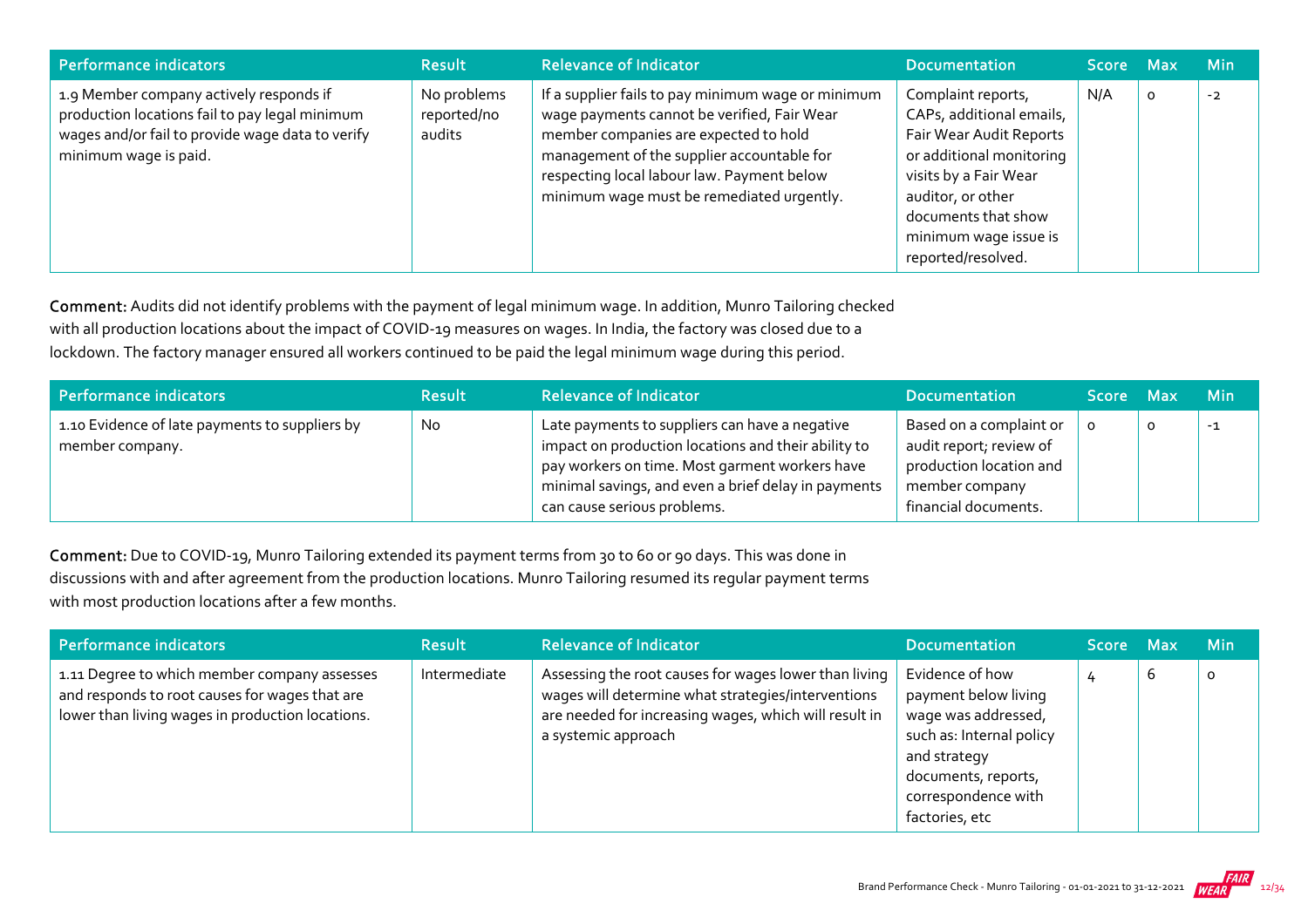| Performance indicators | Result | Relevance of Indicator | Documentation | Score | Max | Min |
|---|---|---|---|---|---|---|
| 1.9 Member company actively responds if production locations fail to pay legal minimum wages and/or fail to provide wage data to verify minimum wage is paid. | No problems reported/no audits | If a supplier fails to pay minimum wage or minimum wage payments cannot be verified, Fair Wear member companies are expected to hold management of the supplier accountable for respecting local labour law. Payment below minimum wage must be remediated urgently. | Complaint reports, CAPs, additional emails, Fair Wear Audit Reports or additional monitoring visits by a Fair Wear auditor, or other documents that show minimum wage issue is reported/resolved. | N/A | 0 | -2 |

**Comment:** Audits did not identify problems with the payment of legal minimum wage. In addition, Munro Tailoring checked with all production locations about the impact of COVID-19 measures on wages. In India, the factory was closed due to a lockdown. The factory manager ensured all workers continued to be paid the legal minimum wage during this period.

| Performance indicators | Result | Relevance of Indicator | Documentation | Score | Max | Min |
|---|---|---|---|---|---|---|
| 1.10 Evidence of late payments to suppliers by member company. | No | Late payments to suppliers can have a negative impact on production locations and their ability to pay workers on time. Most garment workers have minimal savings, and even a brief delay in payments can cause serious problems. | Based on a complaint or audit report; review of production location and member company financial documents. | 0 | 0 | -1 |

**Comment:** Due to COVID-19, Munro Tailoring extended its payment terms from 30 to 60 or 90 days. This was done in discussions with and after agreement from the production locations. Munro Tailoring resumed its regular payment terms with most production locations after a few months.

| Performance indicators | Result | Relevance of Indicator | Documentation | Score | Max | Min |
|---|---|---|---|---|---|---|
| 1.11 Degree to which member company assesses and responds to root causes for wages that are lower than living wages in production locations. | Intermediate | Assessing the root causes for wages lower than living wages will determine what strategies/interventions are needed for increasing wages, which will result in a systemic approach | Evidence of how payment below living wage was addressed, such as: Internal policy and strategy documents, reports, correspondence with factories, etc | 4 | 6 | 0 |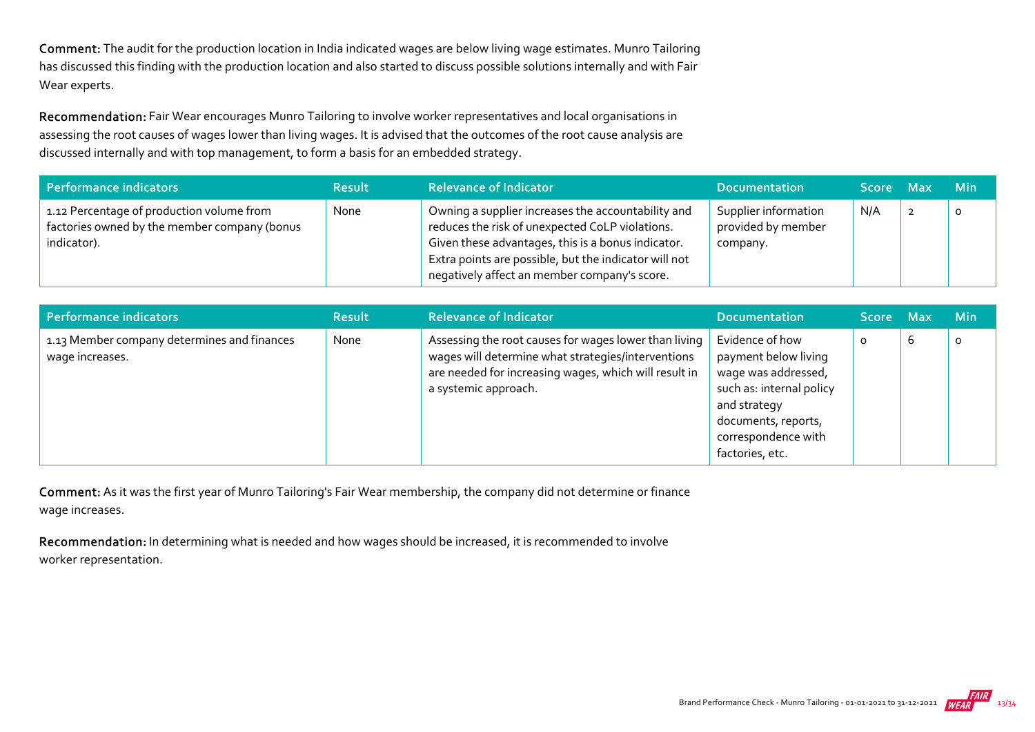**Comment:** The audit for the production location in India indicated wages are below living wage estimates. Munro Tailoring has discussed this finding with the production location and also started to discuss possible solutions internally and with Fair Wear experts.

**Recommendation:** Fair Wear encourages Munro Tailoring to involve worker representatives and local organisations in assessing the root causes of wages lower than living wages. It is advised that the outcomes of the root cause analysis are discussed internally and with top management, to form a basis for an embedded strategy.

| Performance indicators | Result | Relevance of Indicator | Documentation | Score | Max | Min |
|---|---|---|---|---|---|---|
| 1.12 Percentage of production volume from factories owned by the member company (bonus indicator). | None | Owning a supplier increases the accountability and reduces the risk of unexpected CoLP violations. Given these advantages, this is a bonus indicator. Extra points are possible, but the indicator will not negatively affect a member company's score. | Supplier information provided by member company. | N/A | 2 | 0 |

| Performance indicators | Result | Relevance of Indicator | Documentation | Score | Max | Min |
|---|---|---|---|---|---|---|
| 1.13 Member company determines and finances wage increases. | None | Assessing the root causes for wages lower than living wages will determine what strategies/interventions are needed for increasing wages, which will result in a systemic approach. | Evidence of how payment below living wage was addressed, such as: internal policy and strategy documents, reports, correspondence with factories, etc. | 0 | 6 | 0 |

**Comment:** As it was the first year of Munro Tailoring's Fair Wear membership, the company did not determine or finance wage increases.

**Recommendation:** In determining what is needed and how wages should be increased, it is recommended to involve worker representation.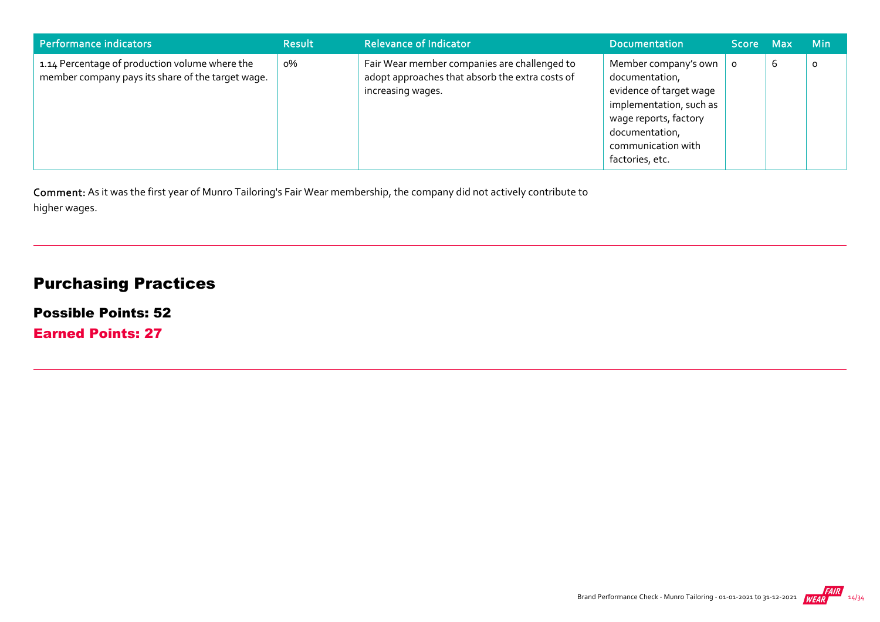| Performance indicators | Result | Relevance of Indicator | Documentation | Score | Max | Min |
|---|---|---|---|---|---|---|
| 1.14 Percentage of production volume where the member company pays its share of the target wage. | 0% | Fair Wear member companies are challenged to adopt approaches that absorb the extra costs of increasing wages. | Member company's own documentation, evidence of target wage implementation, such as wage reports, factory documentation, communication with factories, etc. | 0 | 6 | 0 |

**Comment:** As it was the first year of Munro Tailoring's Fair Wear membership, the company did not actively contribute to higher wages.

## Purchasing Practices

### Possible Points: 52

### Earned Points: 27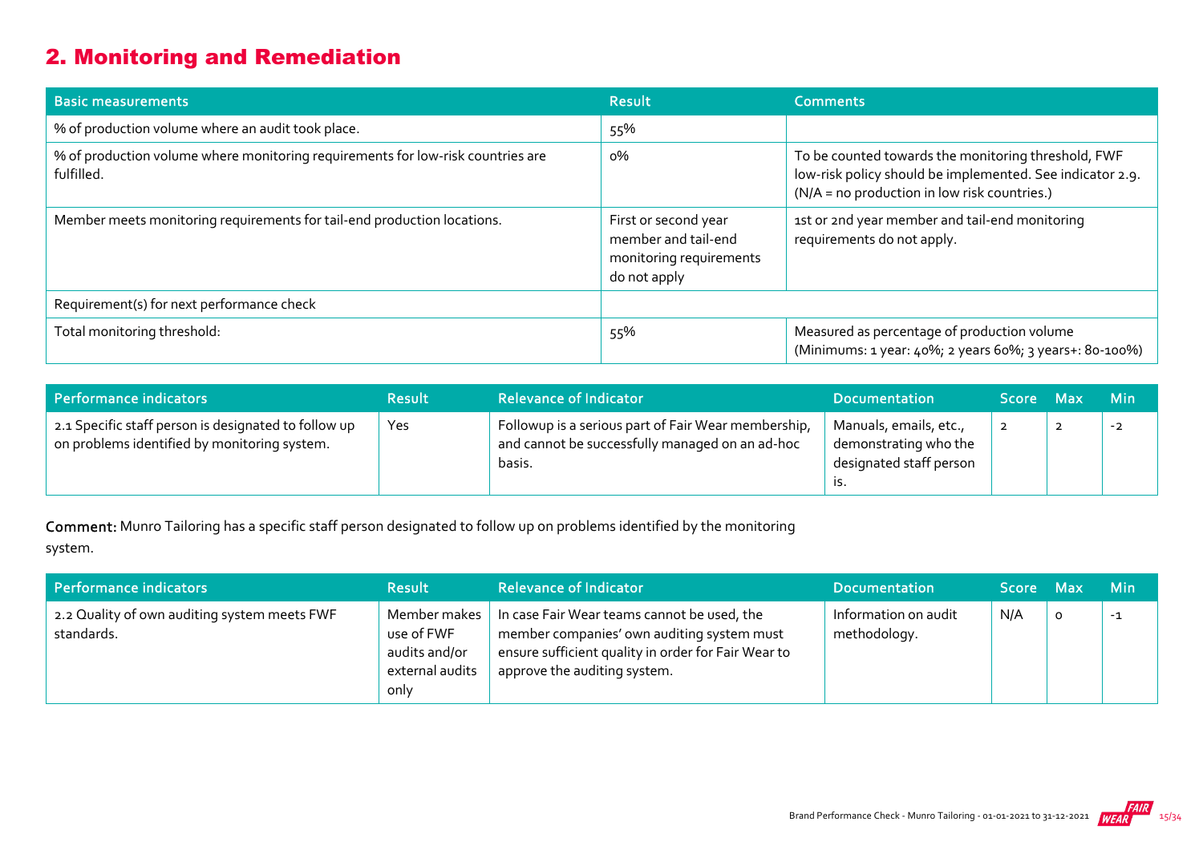## 2. Monitoring and Remediation

| Basic measurements | Result | Comments |
|---|---|---|
| % of production volume where an audit took place. | 55% | |
| % of production volume where monitoring requirements for low-risk countries are fulfilled. | 0% | To be counted towards the monitoring threshold, FWF low-risk policy should be implemented. See indicator 2.9. (N/A = no production in low risk countries.) |
| Member meets monitoring requirements for tail-end production locations. | First or second year member and tail-end monitoring requirements do not apply | 1st or 2nd year member and tail-end monitoring requirements do not apply. |
| Requirement(s) for next performance check | | |
| Total monitoring threshold: | 55% | Measured as percentage of production volume (Minimums: 1 year: 40%; 2 years 60%; 3 years+: 80-100%) |

| Performance indicators | Result | Relevance of Indicator | Documentation | Score | Max | Min |
|---|---|---|---|---|---|---|
| 2.1 Specific staff person is designated to follow up on problems identified by monitoring system. | Yes | Followup is a serious part of Fair Wear membership, and cannot be successfully managed on an ad-hoc basis. | Manuals, emails, etc., demonstrating who the designated staff person is. | 2 | 2 | -2 |

**Comment:** Munro Tailoring has a specific staff person designated to follow up on problems identified by the monitoring system.

| Performance indicators | Result | Relevance of Indicator | Documentation | Score | Max | Min |
|---|---|---|---|---|---|---|
| 2.2 Quality of own auditing system meets FWF standards. | Member makes use of FWF audits and/or external audits only | In case Fair Wear teams cannot be used, the member companies' own auditing system must ensure sufficient quality in order for Fair Wear to approve the auditing system. | Information on audit methodology. | N/A | 0 | -1 |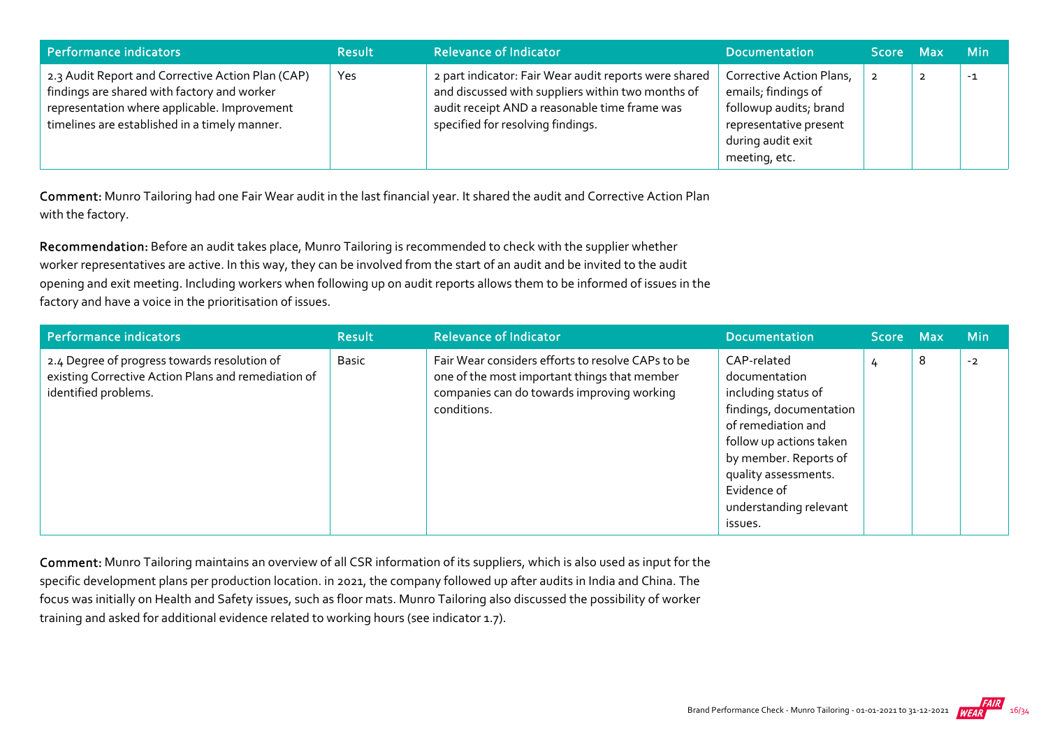| Performance indicators | Result | Relevance of Indicator | Documentation | Score | Max | Min |
|---|---|---|---|---|---|---|
| 2.3 Audit Report and Corrective Action Plan (CAP) findings are shared with factory and worker representation where applicable. Improvement timelines are established in a timely manner. | Yes | 2 part indicator: Fair Wear audit reports were shared and discussed with suppliers within two months of audit receipt AND a reasonable time frame was specified for resolving findings. | Corrective Action Plans, emails; findings of followup audits; brand representative present during audit exit meeting, etc. | 2 | 2 | -1 |

**Comment:** Munro Tailoring had one Fair Wear audit in the last financial year. It shared the audit and Corrective Action Plan with the factory.

**Recommendation:** Before an audit takes place, Munro Tailoring is recommended to check with the supplier whether worker representatives are active. In this way, they can be involved from the start of an audit and be invited to the audit opening and exit meeting. Including workers when following up on audit reports allows them to be informed of issues in the factory and have a voice in the prioritisation of issues.

| Performance indicators | Result | Relevance of Indicator | Documentation | Score | Max | Min |
|---|---|---|---|---|---|---|
| 2.4 Degree of progress towards resolution of existing Corrective Action Plans and remediation of identified problems. | Basic | Fair Wear considers efforts to resolve CAPs to be one of the most important things that member companies can do towards improving working conditions. | CAP-related documentation including status of findings, documentation of remediation and follow up actions taken by member. Reports of quality assessments. Evidence of understanding relevant issues. | 4 | 8 | -2 |

**Comment:** Munro Tailoring maintains an overview of all CSR information of its suppliers, which is also used as input for the specific development plans per production location. in 2021, the company followed up after audits in India and China. The focus was initially on Health and Safety issues, such as floor mats. Munro Tailoring also discussed the possibility of worker training and asked for additional evidence related to working hours (see indicator 1.7).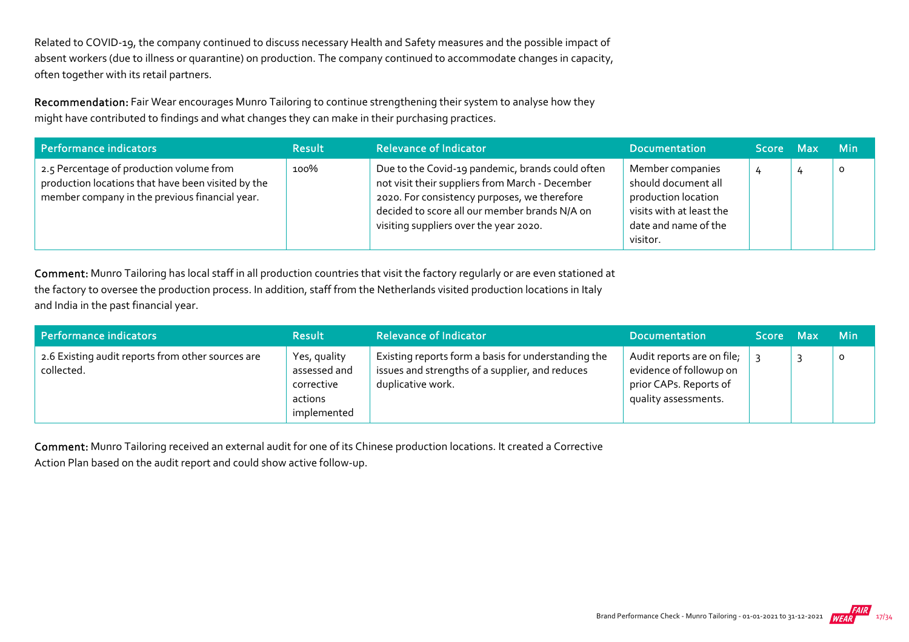Related to COVID-19, the company continued to discuss necessary Health and Safety measures and the possible impact of absent workers (due to illness or quarantine) on production. The company continued to accommodate changes in capacity, often together with its retail partners.

**Recommendation:** Fair Wear encourages Munro Tailoring to continue strengthening their system to analyse how they might have contributed to findings and what changes they can make in their purchasing practices.

| Performance indicators | Result | Relevance of Indicator | Documentation | Score | Max | Min |
|---|---|---|---|---|---|---|
| 2.5 Percentage of production volume from production locations that have been visited by the member company in the previous financial year. | 100% | Due to the Covid-19 pandemic, brands could often not visit their suppliers from March - December 2020. For consistency purposes, we therefore decided to score all our member brands N/A on visiting suppliers over the year 2020. | Member companies should document all production location visits with at least the date and name of the visitor. | 4 | 4 | 0 |

**Comment:** Munro Tailoring has local staff in all production countries that visit the factory regularly or are even stationed at the factory to oversee the production process. In addition, staff from the Netherlands visited production locations in Italy and India in the past financial year.

| Performance indicators | Result | Relevance of Indicator | Documentation | Score | Max | Min |
|---|---|---|---|---|---|---|
| 2.6 Existing audit reports from other sources are collected. | Yes, quality assessed and corrective actions implemented | Existing reports form a basis for understanding the issues and strengths of a supplier, and reduces duplicative work. | Audit reports are on file; evidence of followup on prior CAPs. Reports of quality assessments. | 3 | 3 | 0 |

**Comment:** Munro Tailoring received an external audit for one of its Chinese production locations. It created a Corrective Action Plan based on the audit report and could show active follow-up.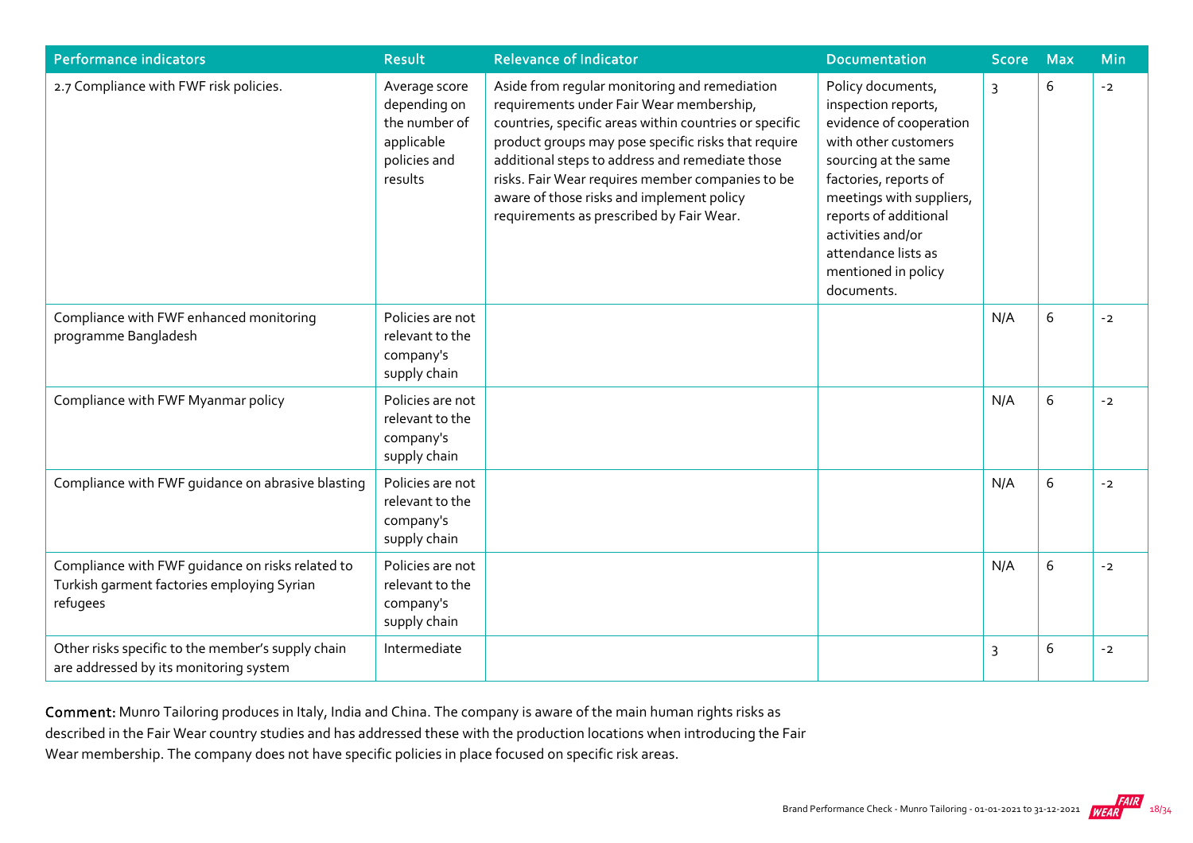| Performance indicators | Result | Relevance of Indicator | Documentation | Score | Max | Min |
|---|---|---|---|---|---|---|
| 2.7 Compliance with FWF risk policies. | Average score depending on the number of applicable policies and results | Aside from regular monitoring and remediation requirements under Fair Wear membership, countries, specific areas within countries or specific product groups may pose specific risks that require additional steps to address and remediate those risks. Fair Wear requires member companies to be aware of those risks and implement policy requirements as prescribed by Fair Wear. | Policy documents, inspection reports, evidence of cooperation with other customers sourcing at the same factories, reports of meetings with suppliers, reports of additional activities and/or attendance lists as mentioned in policy documents. | 3 | 6 | -2 |
| Compliance with FWF enhanced monitoring programme Bangladesh | Policies are not relevant to the company's supply chain | | | N/A | 6 | -2 |
| Compliance with FWF Myanmar policy | Policies are not relevant to the company's supply chain | | | N/A | 6 | -2 |
| Compliance with FWF guidance on abrasive blasting | Policies are not relevant to the company's supply chain | | | N/A | 6 | -2 |
| Compliance with FWF guidance on risks related to Turkish garment factories employing Syrian refugees | Policies are not relevant to the company's supply chain | | | N/A | 6 | -2 |
| Other risks specific to the member's supply chain are addressed by its monitoring system | Intermediate | | | 3 | 6 | -2 |

**Comment:** Munro Tailoring produces in Italy, India and China. The company is aware of the main human rights risks as described in the Fair Wear country studies and has addressed these with the production locations when introducing the Fair Wear membership. The company does not have specific policies in place focused on specific risk areas.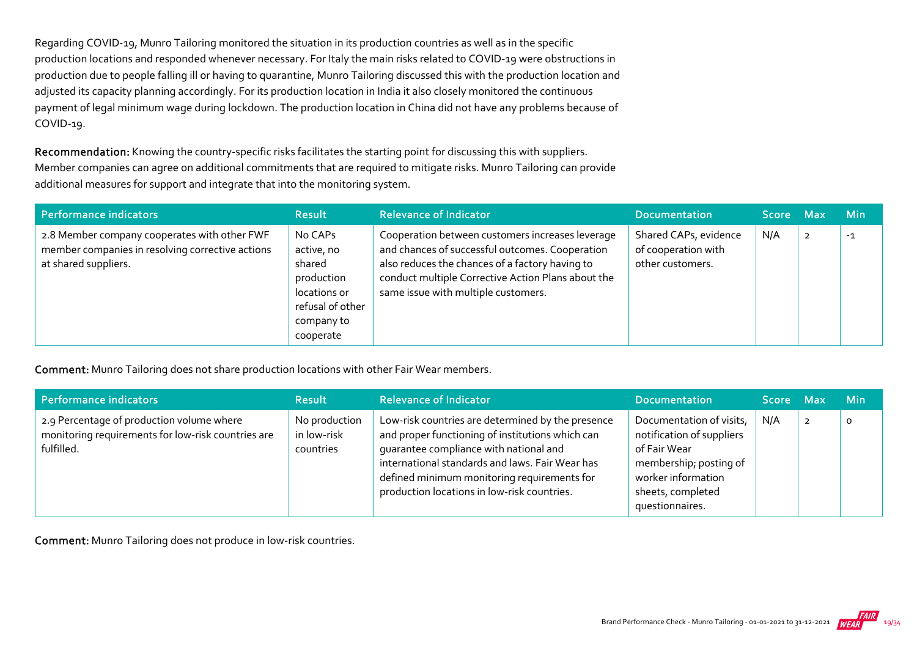Regarding COVID-19, Munro Tailoring monitored the situation in its production countries as well as in the specific production locations and responded whenever necessary. For Italy the main risks related to COVID-19 were obstructions in production due to people falling ill or having to quarantine, Munro Tailoring discussed this with the production location and adjusted its capacity planning accordingly. For its production location in India it also closely monitored the continuous payment of legal minimum wage during lockdown. The production location in China did not have any problems because of COVID-19.

**Recommendation:** Knowing the country-specific risks facilitates the starting point for discussing this with suppliers. Member companies can agree on additional commitments that are required to mitigate risks. Munro Tailoring can provide additional measures for support and integrate that into the monitoring system.

| Performance indicators | Result | Relevance of Indicator | Documentation | Score | Max | Min |
|---|---|---|---|---|---|---|
| 2.8 Member company cooperates with other FWF member companies in resolving corrective actions at shared suppliers. | No CAPs active, no shared production locations or refusal of other company to cooperate | Cooperation between customers increases leverage and chances of successful outcomes. Cooperation also reduces the chances of a factory having to conduct multiple Corrective Action Plans about the same issue with multiple customers. | Shared CAPs, evidence of cooperation with other customers. | N/A | 2 | -1 |

**Comment:** Munro Tailoring does not share production locations with other Fair Wear members.

| Performance indicators | Result | Relevance of Indicator | Documentation | Score | Max | Min |
|---|---|---|---|---|---|---|
| 2.9 Percentage of production volume where monitoring requirements for low-risk countries are fulfilled. | No production in low-risk countries | Low-risk countries are determined by the presence and proper functioning of institutions which can guarantee compliance with national and international standards and laws. Fair Wear has defined minimum monitoring requirements for production locations in low-risk countries. | Documentation of visits, notification of suppliers of Fair Wear membership; posting of worker information sheets, completed questionnaires. | N/A | 2 | 0 |

**Comment:** Munro Tailoring does not produce in low-risk countries.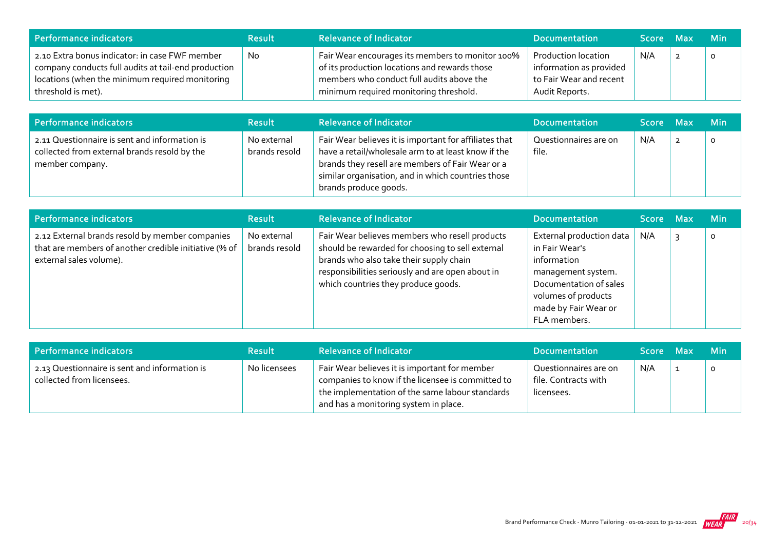| Performance indicators | Result | Relevance of Indicator | Documentation | Score | Max | Min |
|---|---|---|---|---|---|---|
| 2.10 Extra bonus indicator: in case FWF member company conducts full audits at tail-end production locations (when the minimum required monitoring threshold is met). | No | Fair Wear encourages its members to monitor 100% of its production locations and rewards those members who conduct full audits above the minimum required monitoring threshold. | Production location information as provided to Fair Wear and recent Audit Reports. | N/A | 2 | 0 |

| Performance indicators | Result | Relevance of Indicator | Documentation | Score | Max | Min |
|---|---|---|---|---|---|---|
| 2.11 Questionnaire is sent and information is collected from external brands resold by the member company. | No external brands resold | Fair Wear believes it is important for affiliates that have a retail/wholesale arm to at least know if the brands they resell are members of Fair Wear or a similar organisation, and in which countries those brands produce goods. | Questionnaires are on file. | N/A | 2 | 0 |

| Performance indicators | Result | Relevance of Indicator | Documentation | Score | Max | Min |
|---|---|---|---|---|---|---|
| 2.12 External brands resold by member companies that are members of another credible initiative (% of external sales volume). | No external brands resold | Fair Wear believes members who resell products should be rewarded for choosing to sell external brands who also take their supply chain responsibilities seriously and are open about in which countries they produce goods. | External production data in Fair Wear's information management system. Documentation of sales volumes of products made by Fair Wear or FLA members. | N/A | 3 | 0 |

| Performance indicators | Result | Relevance of Indicator | Documentation | Score | Max | Min |
|---|---|---|---|---|---|---|
| 2.13 Questionnaire is sent and information is collected from licensees. | No licensees | Fair Wear believes it is important for member companies to know if the licensee is committed to the implementation of the same labour standards and has a monitoring system in place. | Questionnaires are on file. Contracts with licensees. | N/A | 1 | 0 |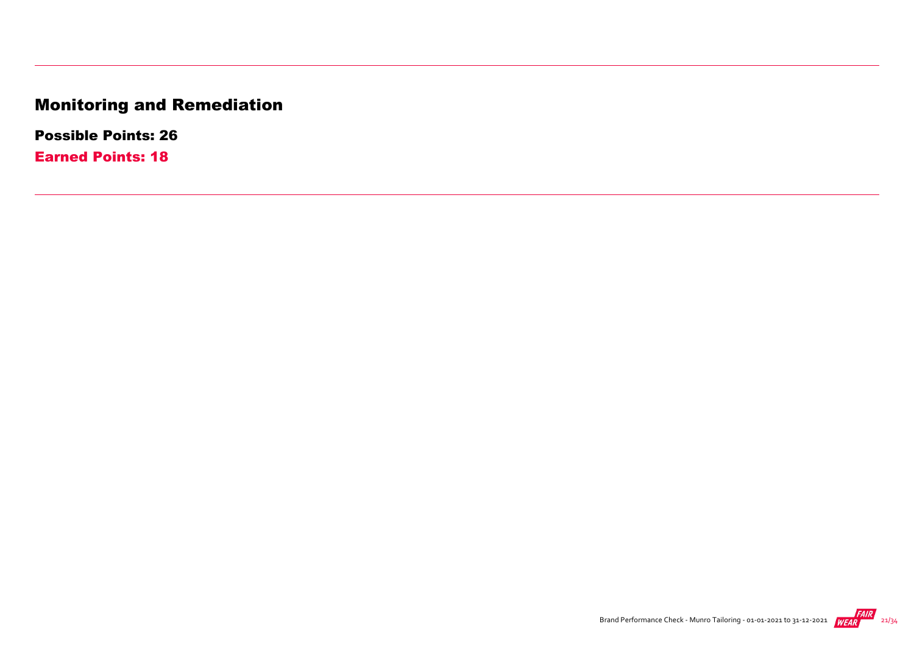## Monitoring and Remediation

**Possible Points: 26**

**Earned Points: 18**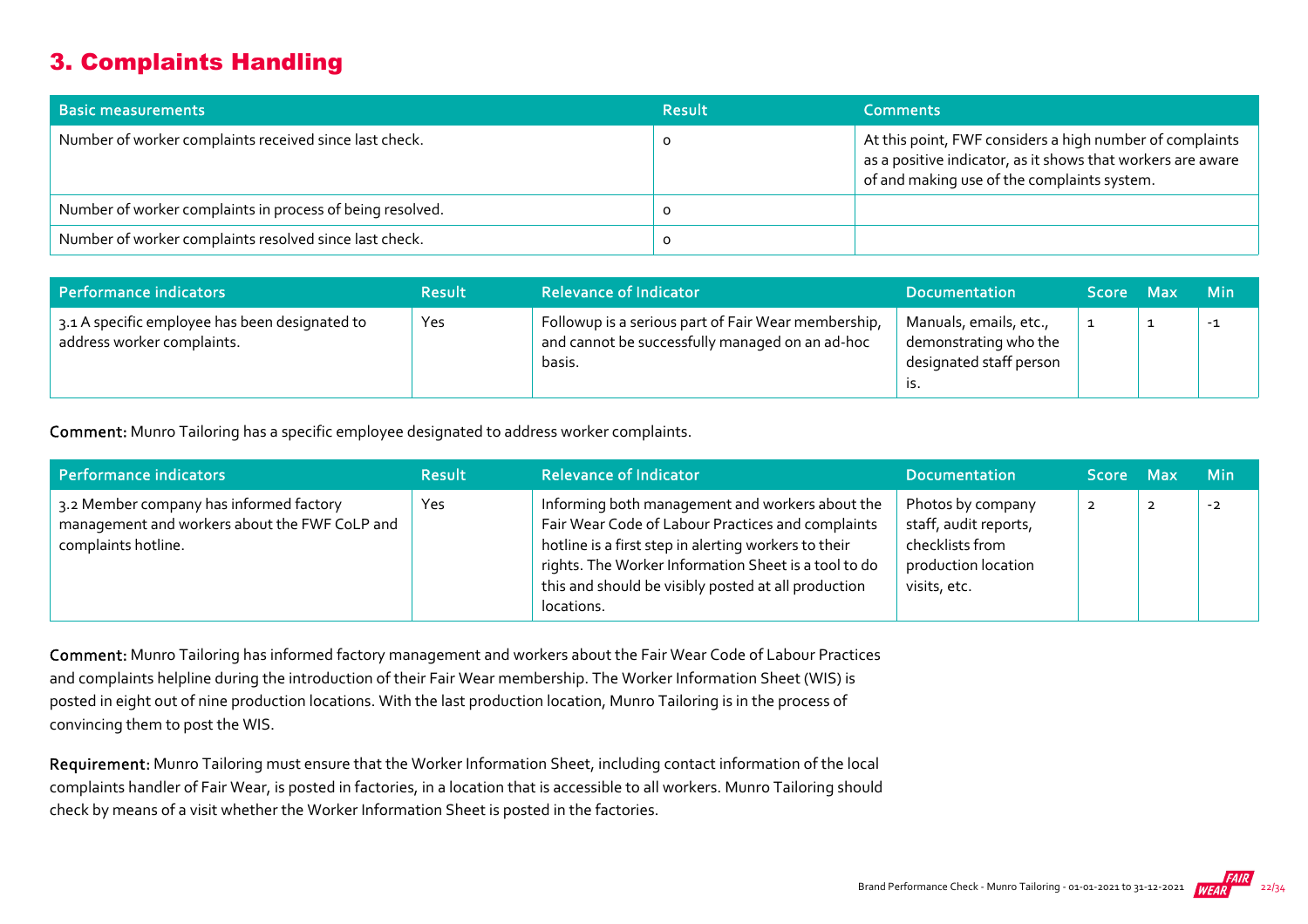## 3. Complaints Handling

| Basic measurements | Result | Comments |
|---|---|---|
| Number of worker complaints received since last check. | 0 | At this point, FWF considers a high number of complaints as a positive indicator, as it shows that workers are aware of and making use of the complaints system. |
| Number of worker complaints in process of being resolved. | 0 | |
| Number of worker complaints resolved since last check. | 0 | |

| Performance indicators | Result | Relevance of Indicator | Documentation | Score | Max | Min |
|---|---|---|---|---|---|---|
| 3.1 A specific employee has been designated to address worker complaints. | Yes | Followup is a serious part of Fair Wear membership, and cannot be successfully managed on an ad-hoc basis. | Manuals, emails, etc., demonstrating who the designated staff person is. | 1 | 1 | -1 |

**Comment:** Munro Tailoring has a specific employee designated to address worker complaints.

| Performance indicators | Result | Relevance of Indicator | Documentation | Score | Max | Min |
|---|---|---|---|---|---|---|
| 3.2 Member company has informed factory management and workers about the FWF CoLP and complaints hotline. | Yes | Informing both management and workers about the Fair Wear Code of Labour Practices and complaints hotline is a first step in alerting workers to their rights. The Worker Information Sheet is a tool to do this and should be visibly posted at all production locations. | Photos by company staff, audit reports, checklists from production location visits, etc. | 2 | 2 | -2 |

**Comment:** Munro Tailoring has informed factory management and workers about the Fair Wear Code of Labour Practices and complaints helpline during the introduction of their Fair Wear membership. The Worker Information Sheet (WIS) is posted in eight out of nine production locations. With the last production location, Munro Tailoring is in the process of convincing them to post the WIS.

**Requirement:** Munro Tailoring must ensure that the Worker Information Sheet, including contact information of the local complaints handler of Fair Wear, is posted in factories, in a location that is accessible to all workers. Munro Tailoring should check by means of a visit whether the Worker Information Sheet is posted in the factories.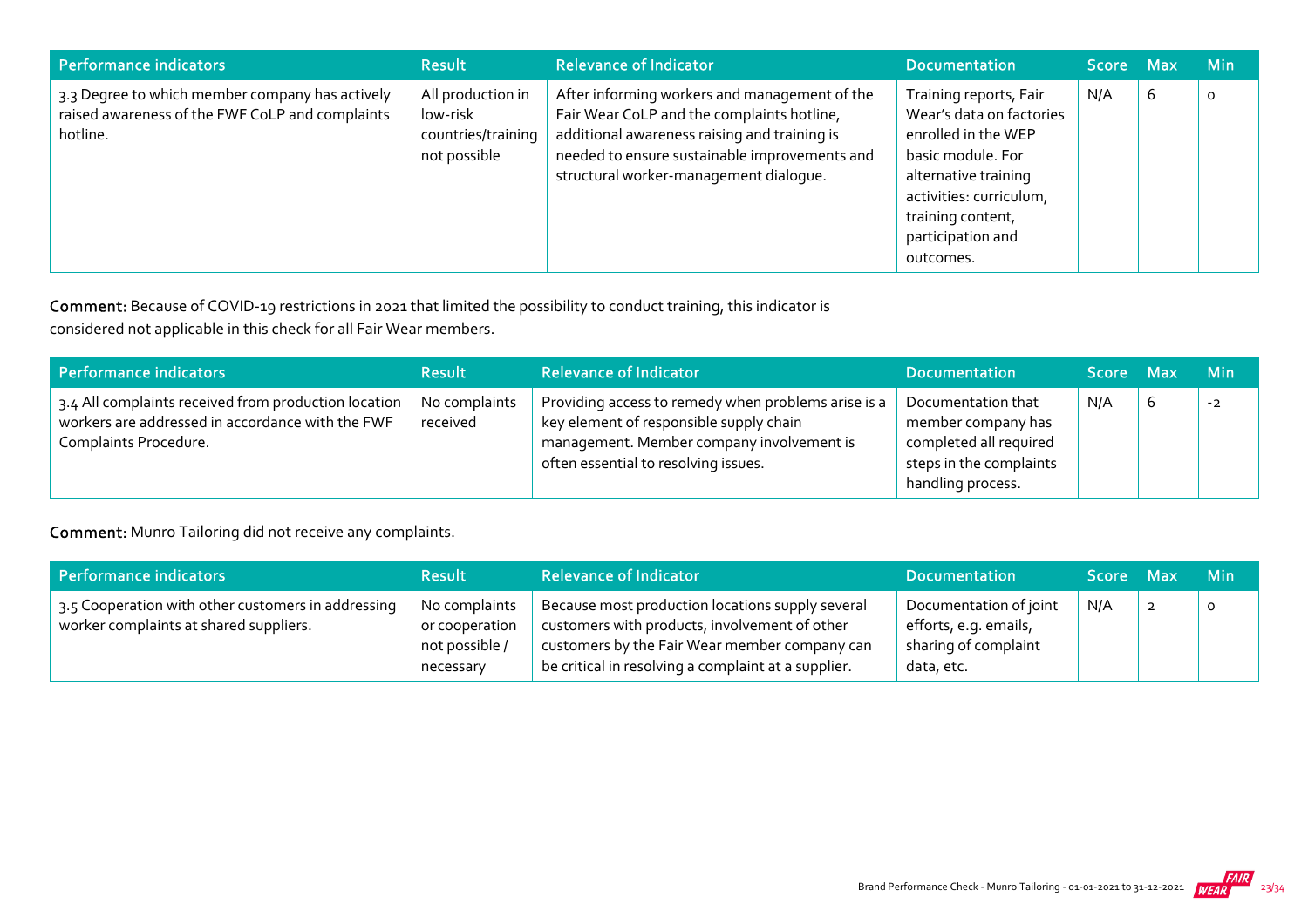| Performance indicators | Result | Relevance of Indicator | Documentation | Score | Max | Min |
| --- | --- | --- | --- | --- | --- | --- |
| 3.3 Degree to which member company has actively raised awareness of the FWF CoLP and complaints hotline. | All production in low-risk countries/training not possible | After informing workers and management of the Fair Wear CoLP and the complaints hotline, additional awareness raising and training is needed to ensure sustainable improvements and structural worker-management dialogue. | Training reports, Fair Wear's data on factories enrolled in the WEP basic module. For alternative training activities: curriculum, training content, participation and outcomes. | N/A | 6 | 0 |

**Comment:** Because of COVID-19 restrictions in 2021 that limited the possibility to conduct training, this indicator is considered not applicable in this check for all Fair Wear members.

| Performance indicators | Result | Relevance of Indicator | Documentation | Score | Max | Min |
| --- | --- | --- | --- | --- | --- | --- |
| 3.4 All complaints received from production location workers are addressed in accordance with the FWF Complaints Procedure. | No complaints received | Providing access to remedy when problems arise is a key element of responsible supply chain management. Member company involvement is often essential to resolving issues. | Documentation that member company has completed all required steps in the complaints handling process. | N/A | 6 | -2 |

**Comment:** Munro Tailoring did not receive any complaints.

| Performance indicators | Result | Relevance of Indicator | Documentation | Score | Max | Min |
| --- | --- | --- | --- | --- | --- | --- |
| 3.5 Cooperation with other customers in addressing worker complaints at shared suppliers. | No complaints or cooperation not possible / necessary | Because most production locations supply several customers with products, involvement of other customers by the Fair Wear member company can be critical in resolving a complaint at a supplier. | Documentation of joint efforts, e.g. emails, sharing of complaint data, etc. | N/A | 2 | 0 |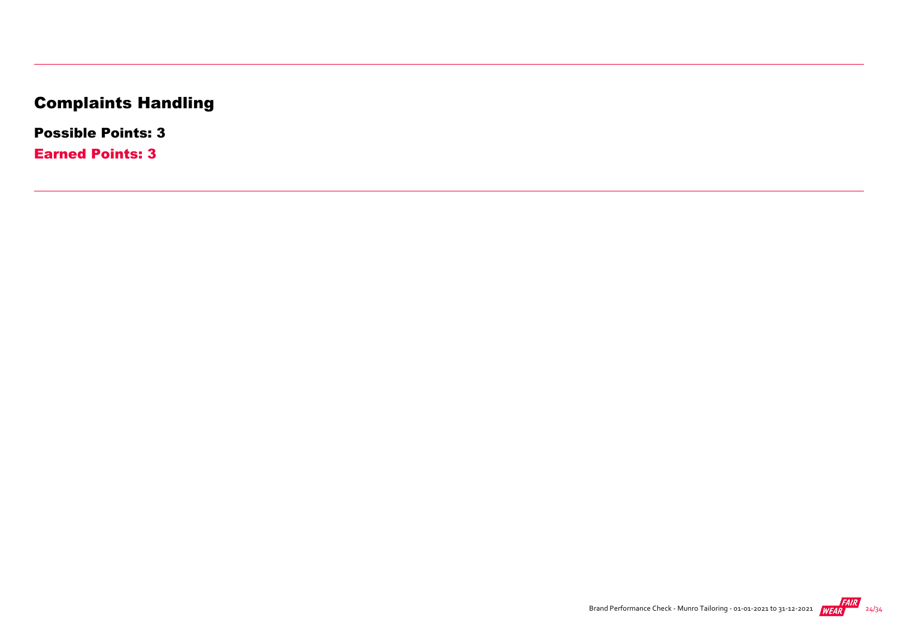---

# Complaints Handling

**Possible Points: 3**

**Earned Points: 3**

---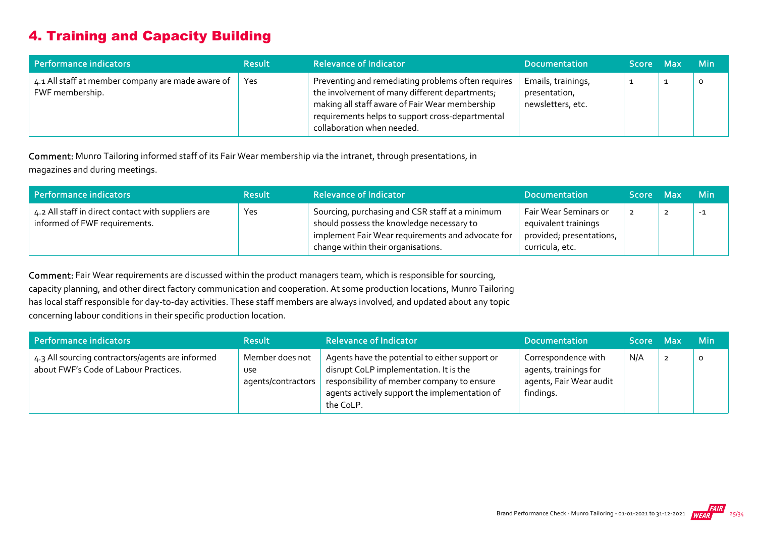## 4. Training and Capacity Building

| Performance indicators | Result | Relevance of Indicator | Documentation | Score | Max | Min |
|---|---|---|---|---|---|---|
| 4.1 All staff at member company are made aware of FWF membership. | Yes | Preventing and remediating problems often requires the involvement of many different departments; making all staff aware of Fair Wear membership requirements helps to support cross-departmental collaboration when needed. | Emails, trainings, presentation, newsletters, etc. | 1 | 1 | 0 |

**Comment:** Munro Tailoring informed staff of its Fair Wear membership via the intranet, through presentations, in magazines and during meetings.

| Performance indicators | Result | Relevance of Indicator | Documentation | Score | Max | Min |
|---|---|---|---|---|---|---|
| 4.2 All staff in direct contact with suppliers are informed of FWF requirements. | Yes | Sourcing, purchasing and CSR staff at a minimum should possess the knowledge necessary to implement Fair Wear requirements and advocate for change within their organisations. | Fair Wear Seminars or equivalent trainings provided; presentations, curricula, etc. | 2 | 2 | -1 |

**Comment:** Fair Wear requirements are discussed within the product managers team, which is responsible for sourcing, capacity planning, and other direct factory communication and cooperation. At some production locations, Munro Tailoring has local staff responsible for day-to-day activities. These staff members are always involved, and updated about any topic concerning labour conditions in their specific production location.

| Performance indicators | Result | Relevance of Indicator | Documentation | Score | Max | Min |
|---|---|---|---|---|---|---|
| 4.3 All sourcing contractors/agents are informed about FWF's Code of Labour Practices. | Member does not use agents/contractors | Agents have the potential to either support or disrupt CoLP implementation. It is the responsibility of member company to ensure agents actively support the implementation of the CoLP. | Correspondence with agents, trainings for agents, Fair Wear audit findings. | N/A | 2 | 0 |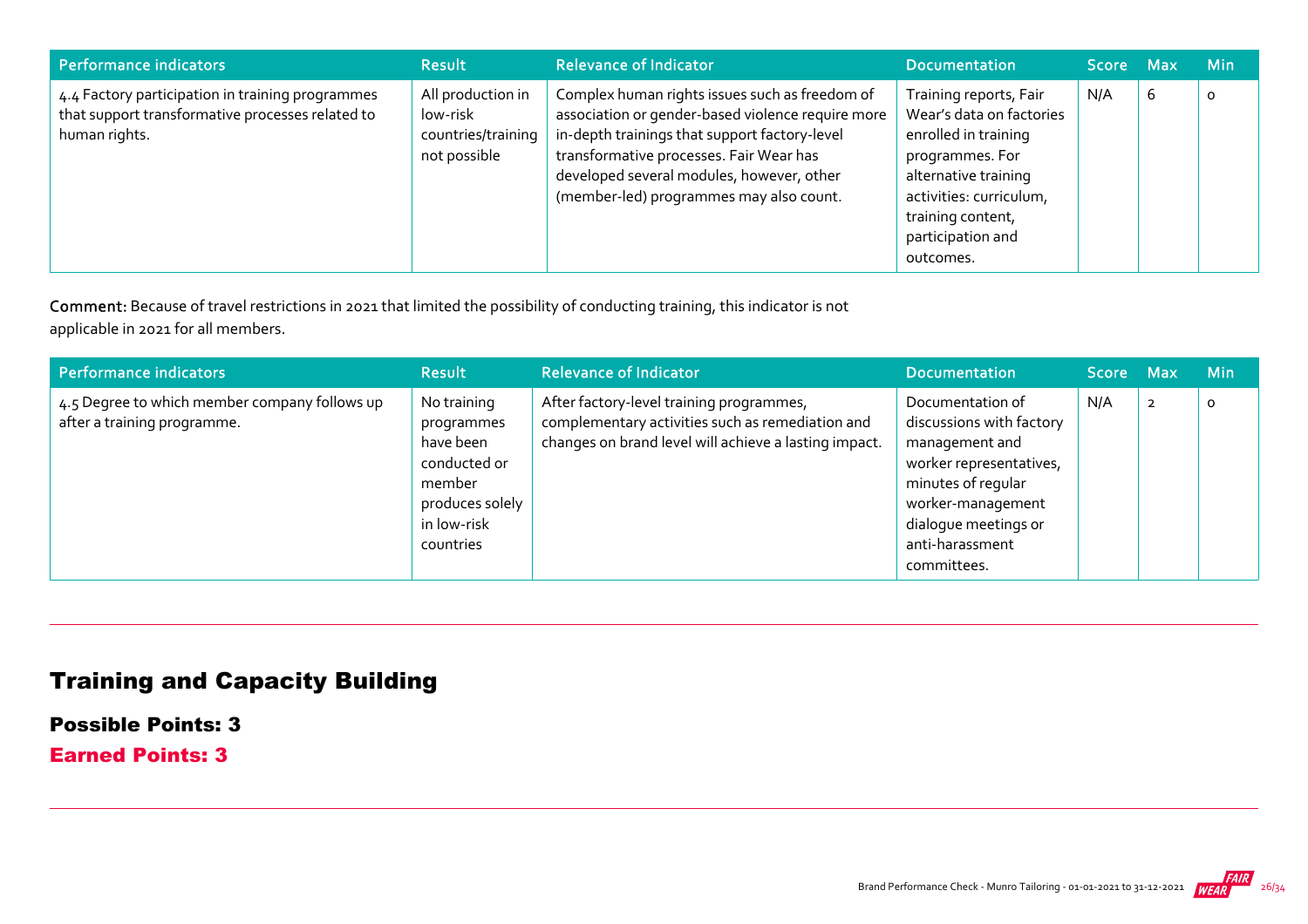| Performance indicators | Result | Relevance of Indicator | Documentation | Score | Max | Min |
| --- | --- | --- | --- | --- | --- | --- |
| 4.4 Factory participation in training programmes that support transformative processes related to human rights. | All production in low-risk countries/training not possible | Complex human rights issues such as freedom of association or gender-based violence require more in-depth trainings that support factory-level transformative processes. Fair Wear has developed several modules, however, other (member-led) programmes may also count. | Training reports, Fair Wear's data on factories enrolled in training programmes. For alternative training activities: curriculum, training content, participation and outcomes. | N/A | 6 | 0 |

**Comment:** Because of travel restrictions in 2021 that limited the possibility of conducting training, this indicator is not applicable in 2021 for all members.

| Performance indicators | Result | Relevance of Indicator | Documentation | Score | Max | Min |
| --- | --- | --- | --- | --- | --- | --- |
| 4.5 Degree to which member company follows up after a training programme. | No training programmes have been conducted or member produces solely in low-risk countries | After factory-level training programmes, complementary activities such as remediation and changes on brand level will achieve a lasting impact. | Documentation of discussions with factory management and worker representatives, minutes of regular worker-management dialogue meetings or anti-harassment committees. | N/A | 2 | 0 |

## Training and Capacity Building

### Possible Points: 3

### Earned Points: 3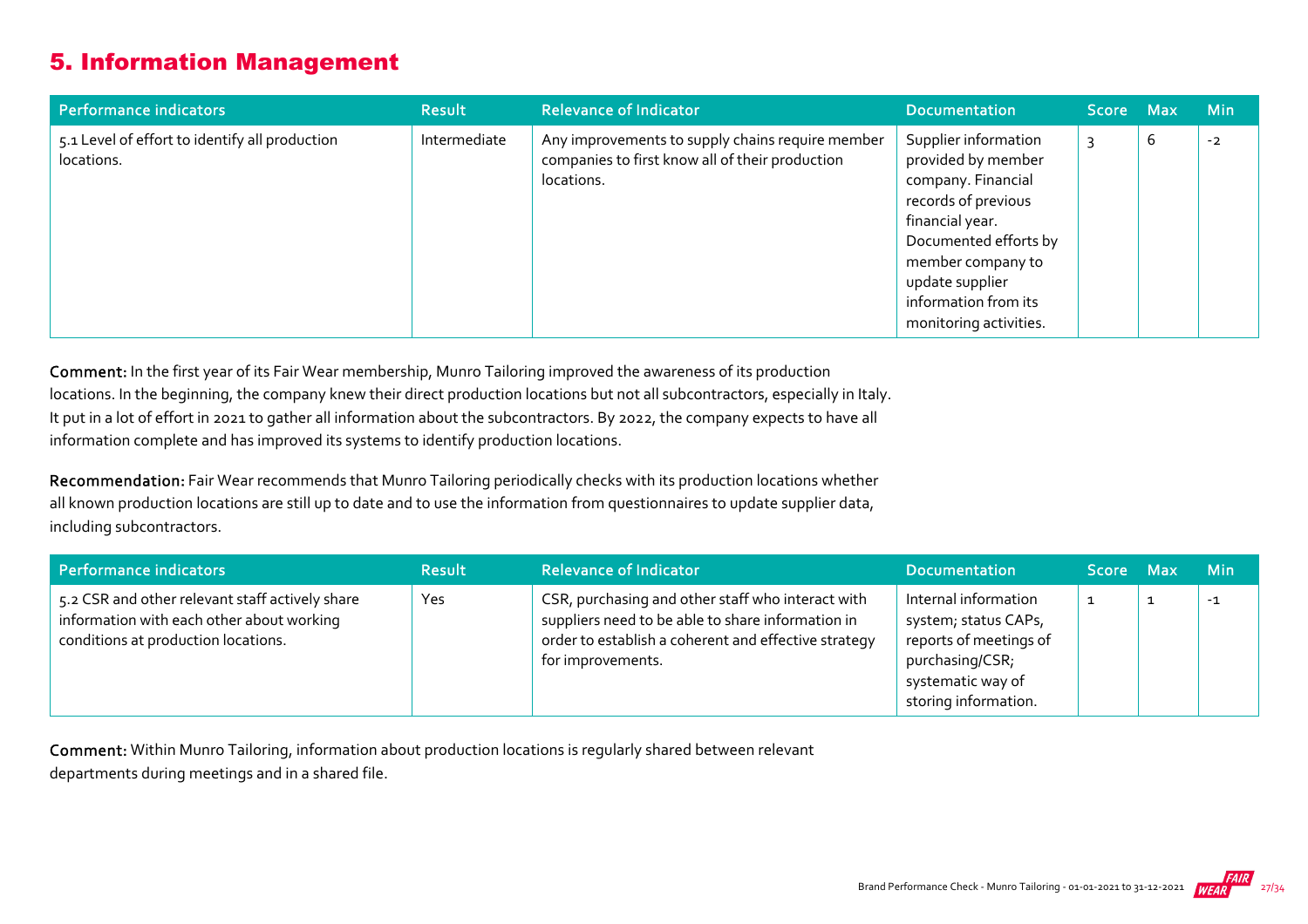## 5. Information Management

| Performance indicators | Result | Relevance of Indicator | Documentation | Score | Max | Min |
|---|---|---|---|---|---|---|
| 5.1 Level of effort to identify all production locations. | Intermediate | Any improvements to supply chains require member companies to first know all of their production locations. | Supplier information provided by member company. Financial records of previous financial year. Documented efforts by member company to update supplier information from its monitoring activities. | 3 | 6 | -2 |

**Comment:** In the first year of its Fair Wear membership, Munro Tailoring improved the awareness of its production locations. In the beginning, the company knew their direct production locations but not all subcontractors, especially in Italy. It put in a lot of effort in 2021 to gather all information about the subcontractors. By 2022, the company expects to have all information complete and has improved its systems to identify production locations.

**Recommendation:** Fair Wear recommends that Munro Tailoring periodically checks with its production locations whether all known production locations are still up to date and to use the information from questionnaires to update supplier data, including subcontractors.

| Performance indicators | Result | Relevance of Indicator | Documentation | Score | Max | Min |
|---|---|---|---|---|---|---|
| 5.2 CSR and other relevant staff actively share information with each other about working conditions at production locations. | Yes | CSR, purchasing and other staff who interact with suppliers need to be able to share information in order to establish a coherent and effective strategy for improvements. | Internal information system; status CAPs, reports of meetings of purchasing/CSR; systematic way of storing information. | 1 | 1 | -1 |

**Comment:** Within Munro Tailoring, information about production locations is regularly shared between relevant departments during meetings and in a shared file.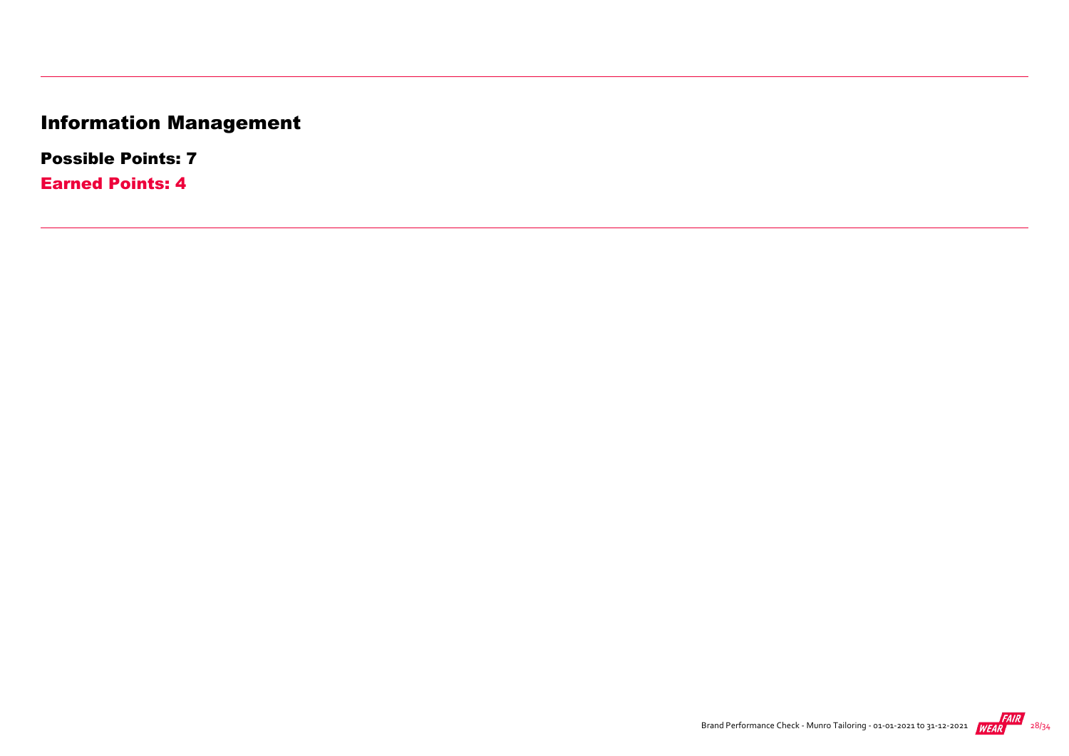# Information Management

**Possible Points: 7**

**Earned Points: 4**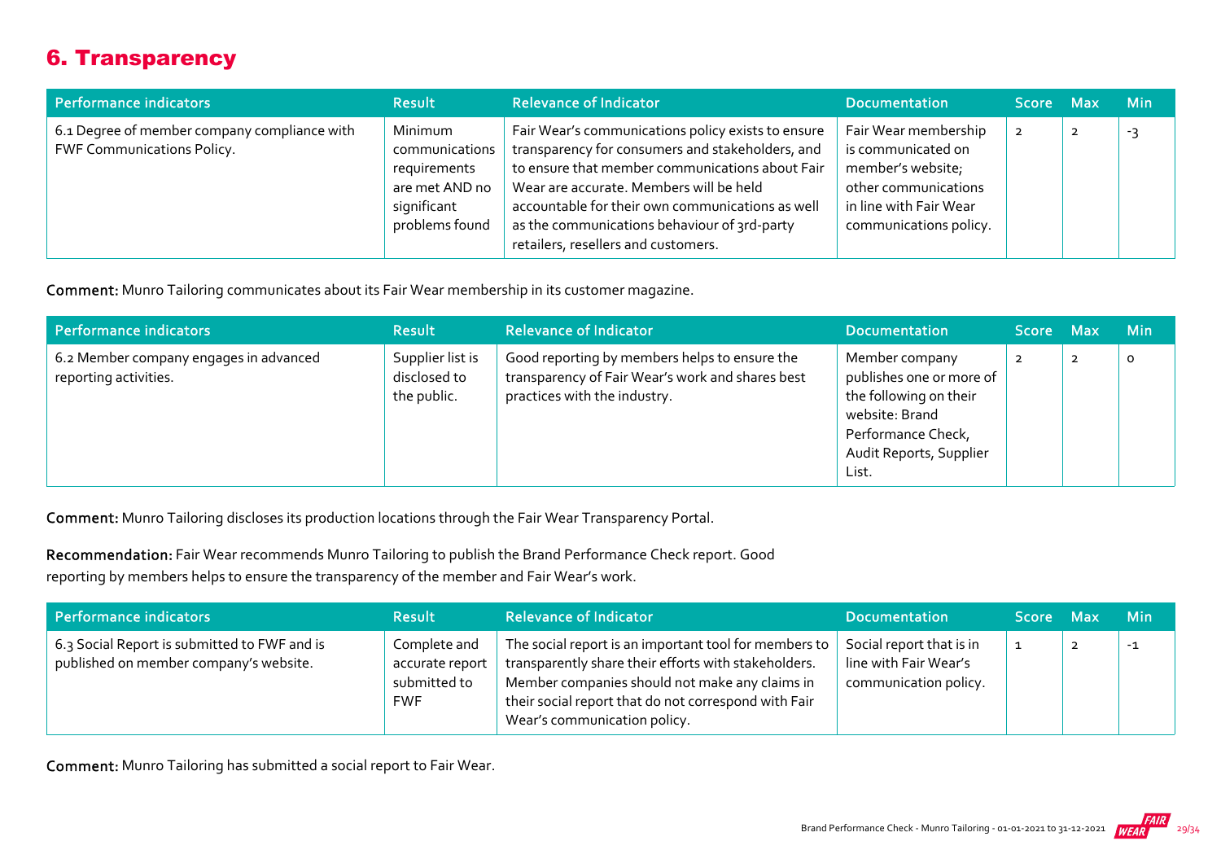## 6. Transparency

| Performance indicators | Result | Relevance of Indicator | Documentation | Score | Max | Min |
|---|---|---|---|---|---|---|
| 6.1 Degree of member company compliance with FWF Communications Policy. | Minimum communications requirements are met AND no significant problems found | Fair Wear's communications policy exists to ensure transparency for consumers and stakeholders, and to ensure that member communications about Fair Wear are accurate. Members will be held accountable for their own communications as well as the communications behaviour of 3rd-party retailers, resellers and customers. | Fair Wear membership is communicated on member's website; other communications in line with Fair Wear communications policy. | 2 | 2 | -3 |

**Comment:** Munro Tailoring communicates about its Fair Wear membership in its customer magazine.

| Performance indicators | Result | Relevance of Indicator | Documentation | Score | Max | Min |
|---|---|---|---|---|---|---|
| 6.2 Member company engages in advanced reporting activities. | Supplier list is disclosed to the public. | Good reporting by members helps to ensure the transparency of Fair Wear's work and shares best practices with the industry. | Member company publishes one or more of the following on their website: Brand Performance Check, Audit Reports, Supplier List. | 2 | 2 | 0 |

**Comment:** Munro Tailoring discloses its production locations through the Fair Wear Transparency Portal.

**Recommendation:** Fair Wear recommends Munro Tailoring to publish the Brand Performance Check report. Good reporting by members helps to ensure the transparency of the member and Fair Wear's work.

| Performance indicators | Result | Relevance of Indicator | Documentation | Score | Max | Min |
|---|---|---|---|---|---|---|
| 6.3 Social Report is submitted to FWF and is published on member company's website. | Complete and accurate report submitted to FWF | The social report is an important tool for members to transparently share their efforts with stakeholders. Member companies should not make any claims in their social report that do not correspond with Fair Wear's communication policy. | Social report that is in line with Fair Wear's communication policy. | 1 | 2 | -1 |

**Comment:** Munro Tailoring has submitted a social report to Fair Wear.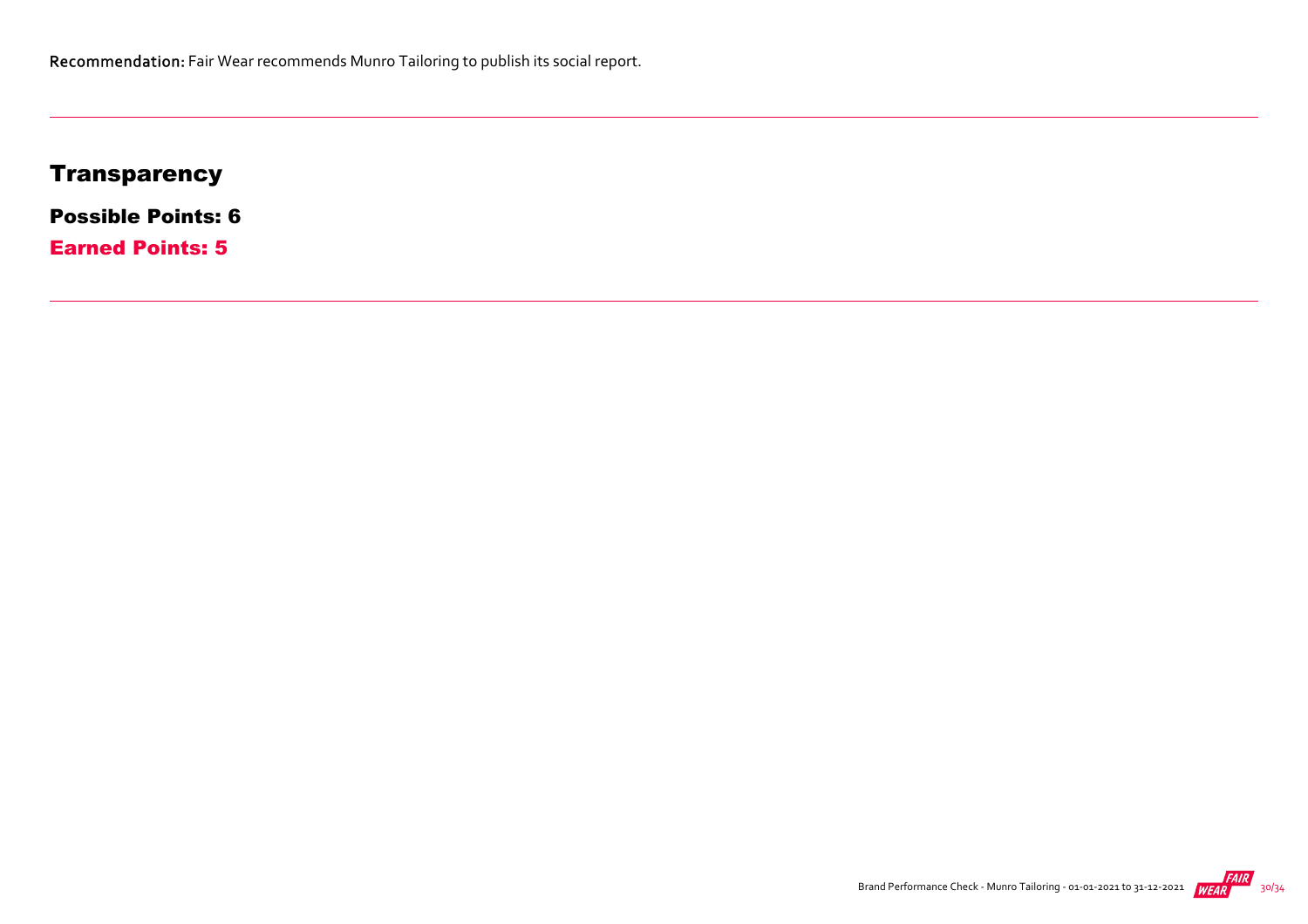**Recommendation:** Fair Wear recommends Munro Tailoring to publish its social report.

---

## Transparency

### Possible Points: 6

### Earned Points: 5

---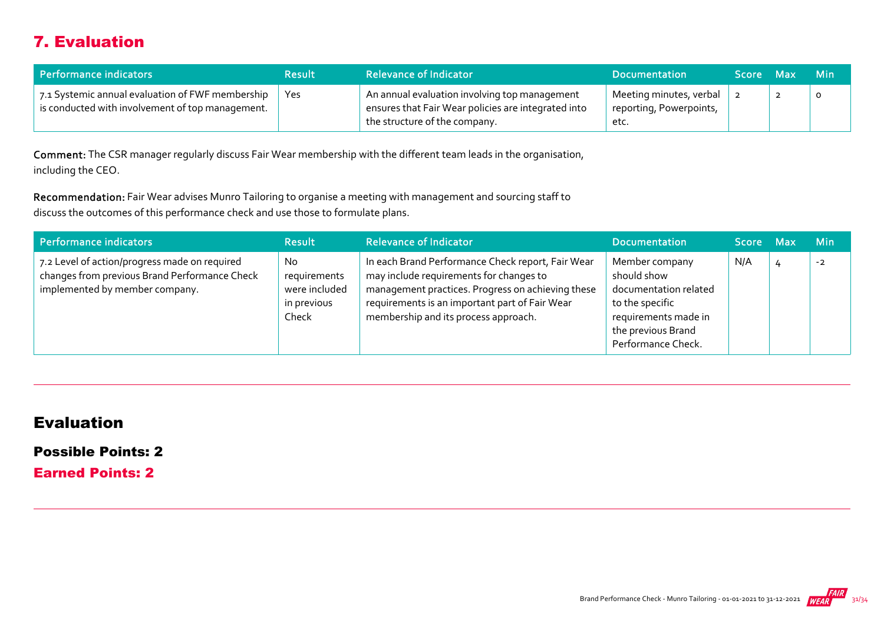## 7. Evaluation

| Performance indicators | Result | Relevance of Indicator | Documentation | Score | Max | Min |
|---|---|---|---|---|---|---|
| 7.1 Systemic annual evaluation of FWF membership is conducted with involvement of top management. | Yes | An annual evaluation involving top management ensures that Fair Wear policies are integrated into the structure of the company. | Meeting minutes, verbal reporting, Powerpoints, etc. | 2 | 2 | 0 |

**Comment:** The CSR manager regularly discuss Fair Wear membership with the different team leads in the organisation, including the CEO.

**Recommendation:** Fair Wear advises Munro Tailoring to organise a meeting with management and sourcing staff to discuss the outcomes of this performance check and use those to formulate plans.

| Performance indicators | Result | Relevance of Indicator | Documentation | Score | Max | Min |
|---|---|---|---|---|---|---|
| 7.2 Level of action/progress made on required changes from previous Brand Performance Check implemented by member company. | No requirements were included in previous Check | In each Brand Performance Check report, Fair Wear may include requirements for changes to management practices. Progress on achieving these requirements is an important part of Fair Wear membership and its process approach. | Member company should show documentation related to the specific requirements made in the previous Brand Performance Check. | N/A | 4 | -2 |

## Evaluation

### Possible Points: 2

### Earned Points: 2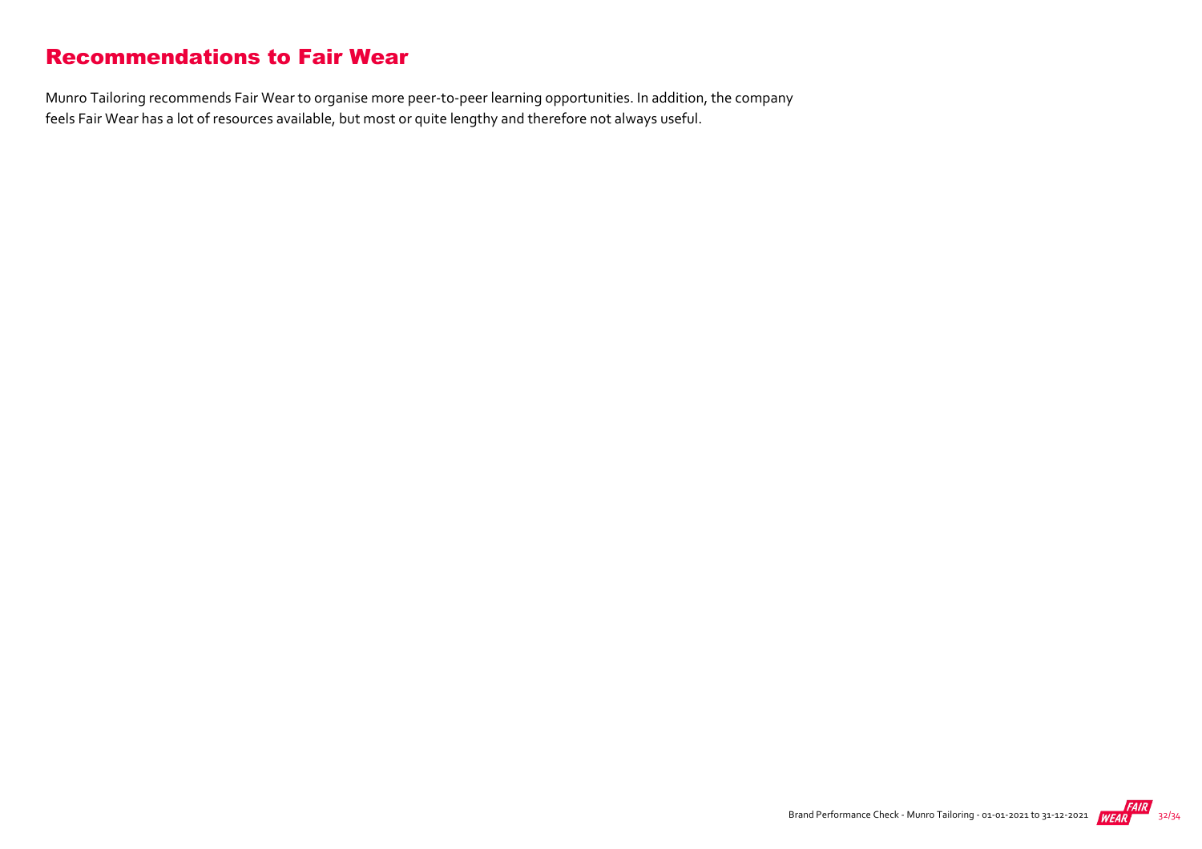## Recommendations to Fair Wear

Munro Tailoring recommends Fair Wear to organise more peer-to-peer learning opportunities. In addition, the company feels Fair Wear has a lot of resources available, but most or quite lengthy and therefore not always useful.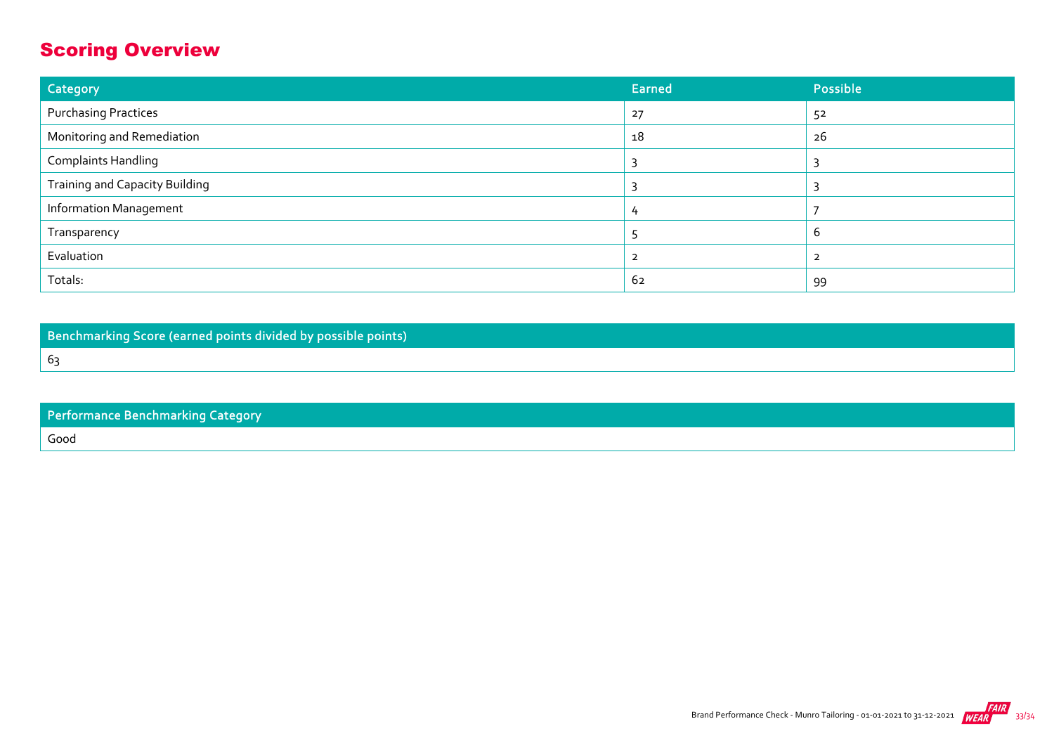## Scoring Overview

| Category | Earned | Possible |
| --- | --- | --- |
| Purchasing Practices | 27 | 52 |
| Monitoring and Remediation | 18 | 26 |
| Complaints Handling | 3 | 3 |
| Training and Capacity Building | 3 | 3 |
| Information Management | 4 | 7 |
| Transparency | 5 | 6 |
| Evaluation | 2 | 2 |
| Totals: | 62 | 99 |

| Benchmarking Score (earned points divided by possible points) |
| --- |
| 63 |

| Performance Benchmarking Category |
| --- |
| Good |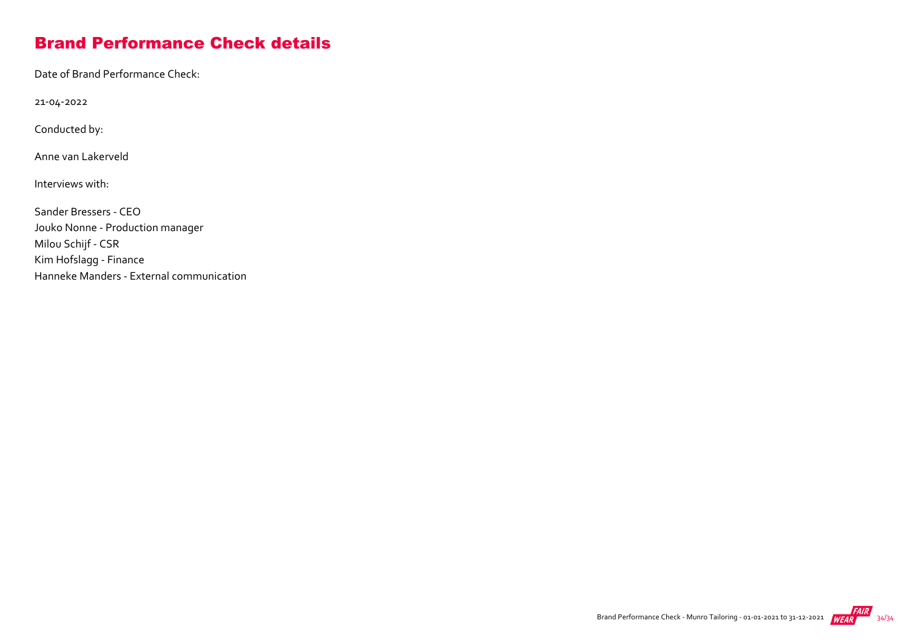## Brand Performance Check details

Date of Brand Performance Check:

21-04-2022

Conducted by:

Anne van Lakerveld

Interviews with:

Sander Bressers - CEO
Jouko Nonne - Production manager
Milou Schijf - CSR
Kim Hofslagg - Finance
Hanneke Manders - External communication